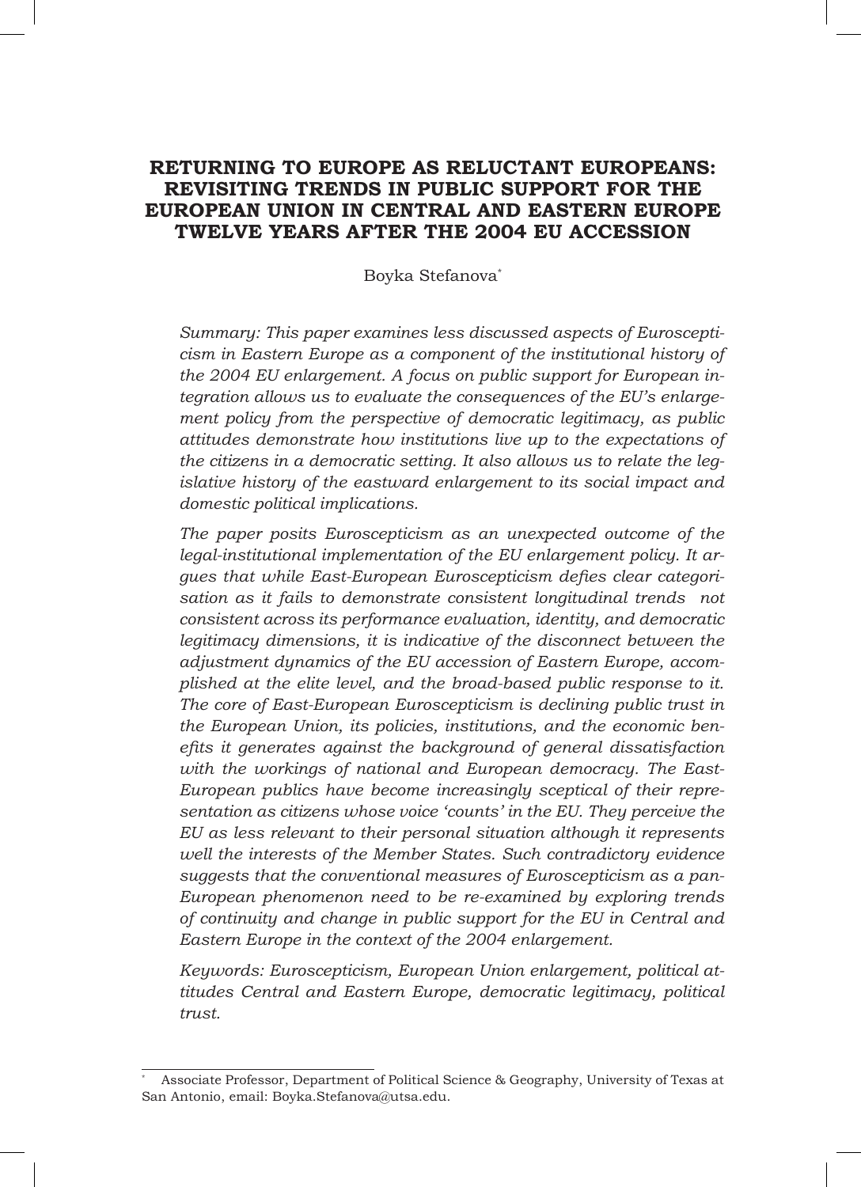# RETURNING TO EUROPE AS RELUCTANT EUROPEANS: REVISITING TRENDS IN PUBLIC SUPPORT FOR THE EUROPEAN UNION IN CENTRAL AND EASTERN EUROPE TWELVE YEARS AFTER THE 2004 EU ACCESSION

Boyka Stefanova*

*Summary: This paper examines less discussed aspects of Euroscepticism in Eastern Europe as a component of the institutional history of the 2004 EU enlargement. A focus on public support for European integration allows us to evaluate the consequences of the EU's enlargement policy from the perspective of democratic legitimacy, as public attitudes demonstrate how institutions live up to the expectations of the citizens in a democratic setting. It also allows us to relate the legislative history of the eastward enlargement to its social impact and domestic political implications.*

*The paper posits Euroscepticism as an unexpected outcome of the legal-institutional implementation of the EU enlargement policy. It argues that while East-European Euroscepticism defies clear categorisation as it fails to demonstrate consistent longitudinal trends not consistent across its performance evaluation, identity, and democratic legitimacy dimensions, it is indicative of the disconnect between the adjustment dynamics of the EU accession of Eastern Europe, accomplished at the elite level, and the broad-based public response to it. The core of East-European Euroscepticism is declining public trust in the European Union, its policies, institutions, and the economic benefits it generates against the background of general dissatisfaction with the workings of national and European democracy. The East-European publics have become increasingly sceptical of their representation as citizens whose voice 'counts' in the EU. They perceive the EU as less relevant to their personal situation although it represents well the interests of the Member States. Such contradictory evidence suggests that the conventional measures of Euroscepticism as a pan-European phenomenon need to be re-examined by exploring trends of continuity and change in public support for the EU in Central and Eastern Europe in the context of the 2004 enlargement.*

*Keywords: Euroscepticism, European Union enlargement, political attitudes Central and Eastern Europe, democratic legitimacy, political trust.*

---

\* Associate Professor, Department of Political Science & Geography, University of Texas at San Antonio, email: Boyka.Stefanova@utsa.edu.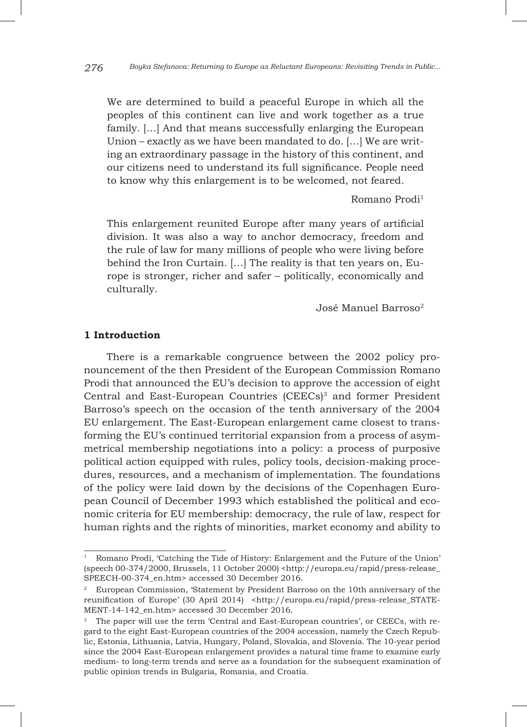> We are determined to build a peaceful Europe in which all the peoples of this continent can live and work together as a true family. […] And that means successfully enlarging the European Union – exactly as we have been mandated to do. […] We are writing an extraordinary passage in the history of this continent, and our citizens need to understand its full significance. People need to know why this enlargement is to be welcomed, not feared.
>
> Romano Prodi[1]

> This enlargement reunited Europe after many years of artificial division. It was also a way to anchor democracy, freedom and the rule of law for many millions of people who were living before behind the Iron Curtain. […] The reality is that ten years on, Europe is stronger, richer and safer – politically, economically and culturally.
>
> José Manuel Barroso[2]

## 1 Introduction

There is a remarkable congruence between the 2002 policy pronouncement of the then President of the European Commission Romano Prodi that announced the EU's decision to approve the accession of eight Central and East-European Countries (CEECs)[3] and former President Barroso's speech on the occasion of the tenth anniversary of the 2004 EU enlargement. The East-European enlargement came closest to transforming the EU's continued territorial expansion from a process of asymmetrical membership negotiations into a policy: a process of purposive political action equipped with rules, policy tools, decision-making procedures, resources, and a mechanism of implementation. The foundations of the policy were laid down by the decisions of the Copenhagen European Council of December 1993 which established the political and economic criteria for EU membership: democracy, the rule of law, respect for human rights and the rights of minorities, market economy and ability to

---

[1] Romano Prodi, 'Catching the Tide of History: Enlargement and the Future of the Union' (speech 00-374/2000, Brussels, 11 October 2000) <http://europa.eu/rapid/press-release_SPEECH-00-374_en.htm> accessed 30 December 2016.

[2] European Commission, 'Statement by President Barroso on the 10th anniversary of the reunification of Europe' (30 April 2014) <http://europa.eu/rapid/press-release_STATEMENT-14-142_en.htm> accessed 30 December 2016.

[3] The paper will use the term 'Central and East-European countries', or CEECs, with regard to the eight East-European countries of the 2004 accession, namely the Czech Republic, Estonia, Lithuania, Latvia, Hungary, Poland, Slovakia, and Slovenia. The 10-year period since the 2004 East-European enlargement provides a natural time frame to examine early medium- to long-term trends and serve as a foundation for the subsequent examination of public opinion trends in Bulgaria, Romania, and Croatia.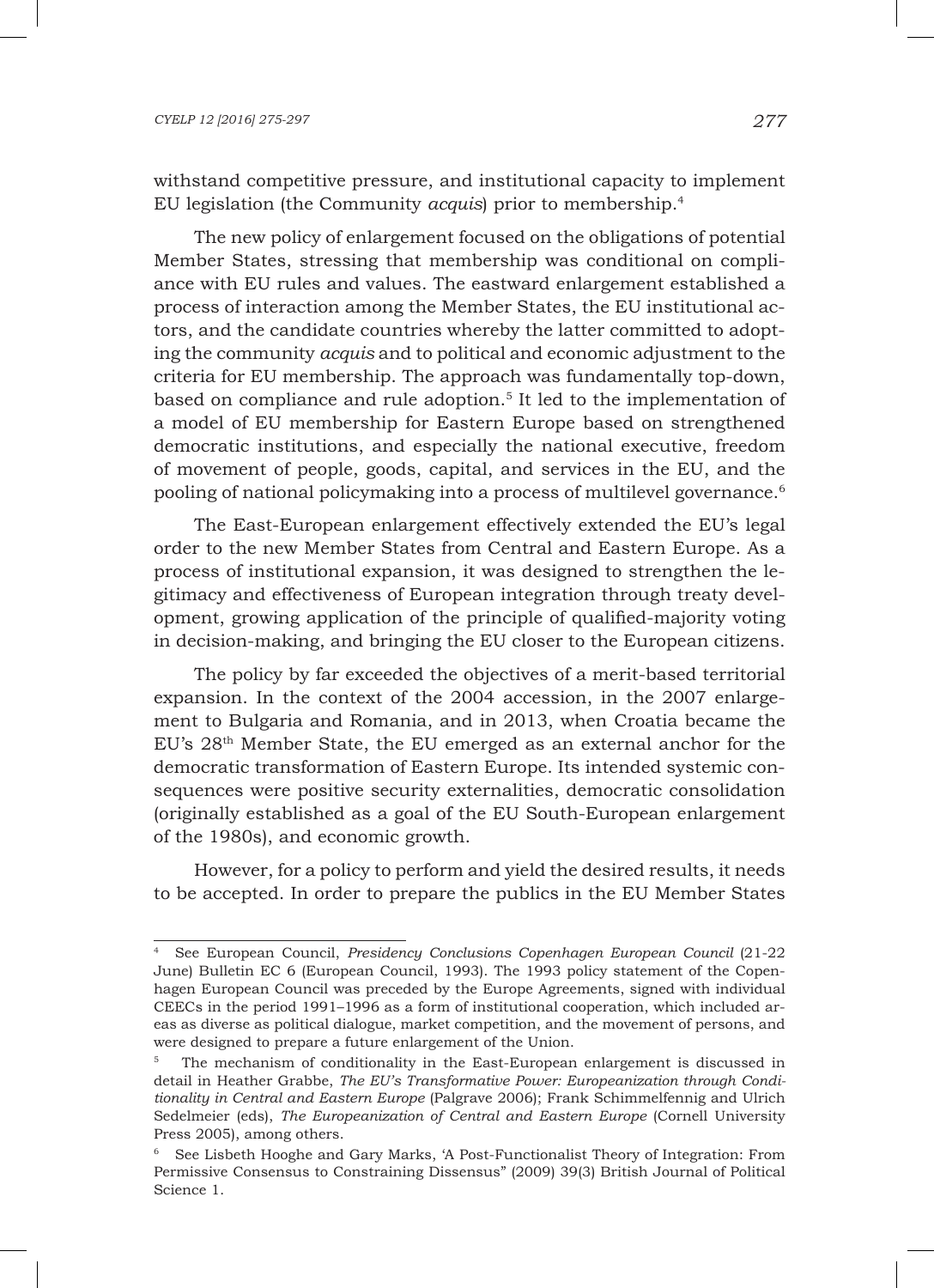withstand competitive pressure, and institutional capacity to implement EU legislation (the Community *acquis*) prior to membership.[4]

The new policy of enlargement focused on the obligations of potential Member States, stressing that membership was conditional on compliance with EU rules and values. The eastward enlargement established a process of interaction among the Member States, the EU institutional actors, and the candidate countries whereby the latter committed to adopting the community *acquis* and to political and economic adjustment to the criteria for EU membership. The approach was fundamentally top-down, based on compliance and rule adoption.[5] It led to the implementation of a model of EU membership for Eastern Europe based on strengthened democratic institutions, and especially the national executive, freedom of movement of people, goods, capital, and services in the EU, and the pooling of national policymaking into a process of multilevel governance.[6]

The East-European enlargement effectively extended the EU's legal order to the new Member States from Central and Eastern Europe. As a process of institutional expansion, it was designed to strengthen the legitimacy and effectiveness of European integration through treaty development, growing application of the principle of qualified-majority voting in decision-making, and bringing the EU closer to the European citizens.

The policy by far exceeded the objectives of a merit-based territorial expansion. In the context of the 2004 accession, in the 2007 enlargement to Bulgaria and Romania, and in 2013, when Croatia became the EU's 28th Member State, the EU emerged as an external anchor for the democratic transformation of Eastern Europe. Its intended systemic consequences were positive security externalities, democratic consolidation (originally established as a goal of the EU South-European enlargement of the 1980s), and economic growth.

However, for a policy to perform and yield the desired results, it needs to be accepted. In order to prepare the publics in the EU Member States

---

[4] See European Council, *Presidency Conclusions Copenhagen European Council* (21-22 June) Bulletin EC 6 (European Council, 1993). The 1993 policy statement of the Copenhagen European Council was preceded by the Europe Agreements, signed with individual CEECs in the period 1991–1996 as a form of institutional cooperation, which included areas as diverse as political dialogue, market competition, and the movement of persons, and were designed to prepare a future enlargement of the Union.

[5] The mechanism of conditionality in the East-European enlargement is discussed in detail in Heather Grabbe, *The EU's Transformative Power: Europeanization through Conditionality in Central and Eastern Europe* (Palgrave 2006); Frank Schimmelfennig and Ulrich Sedelmeier (eds), *The Europeanization of Central and Eastern Europe* (Cornell University Press 2005), among others.

[6] See Lisbeth Hooghe and Gary Marks, 'A Post-Functionalist Theory of Integration: From Permissive Consensus to Constraining Dissensus" (2009) 39(3) British Journal of Political Science 1.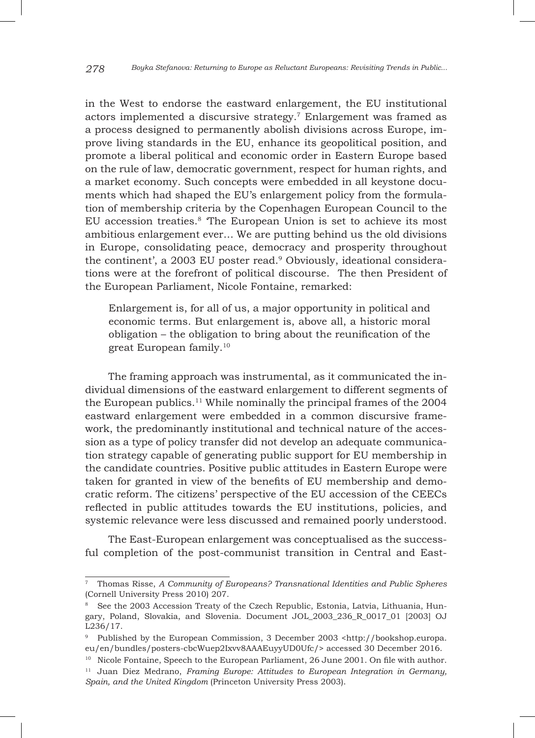in the West to endorse the eastward enlargement, the EU institutional actors implemented a discursive strategy.[7] Enlargement was framed as a process designed to permanently abolish divisions across Europe, improve living standards in the EU, enhance its geopolitical position, and promote a liberal political and economic order in Eastern Europe based on the rule of law, democratic government, respect for human rights, and a market economy. Such concepts were embedded in all keystone documents which had shaped the EU's enlargement policy from the formulation of membership criteria by the Copenhagen European Council to the EU accession treaties.[8] 'The European Union is set to achieve its most ambitious enlargement ever… We are putting behind us the old divisions in Europe, consolidating peace, democracy and prosperity throughout the continent', a 2003 EU poster read.[9] Obviously, ideational considerations were at the forefront of political discourse. The then President of the European Parliament, Nicole Fontaine, remarked:

> Enlargement is, for all of us, a major opportunity in political and economic terms. But enlargement is, above all, a historic moral obligation – the obligation to bring about the reunification of the great European family.[10]

The framing approach was instrumental, as it communicated the individual dimensions of the eastward enlargement to different segments of the European publics.[11] While nominally the principal frames of the 2004 eastward enlargement were embedded in a common discursive framework, the predominantly institutional and technical nature of the accession as a type of policy transfer did not develop an adequate communication strategy capable of generating public support for EU membership in the candidate countries. Positive public attitudes in Eastern Europe were taken for granted in view of the benefits of EU membership and democratic reform. The citizens' perspective of the EU accession of the CEECs reflected in public attitudes towards the EU institutions, policies, and systemic relevance were less discussed and remained poorly understood.

The East-European enlargement was conceptualised as the successful completion of the post-communist transition in Central and East-

---

[7] Thomas Risse, *A Community of Europeans? Transnational Identities and Public Spheres* (Cornell University Press 2010) 207.

[8] See the 2003 Accession Treaty of the Czech Republic, Estonia, Latvia, Lithuania, Hungary, Poland, Slovakia, and Slovenia. Document JOL_2003_236_R_0017_01 [2003] OJ L236/17.

[9] Published by the European Commission, 3 December 2003 <http://bookshop.europa.eu/en/bundles/posters-cbcWuep2Ixvv8AAAEuyyUD0Ufc/> accessed 30 December 2016.

[10] Nicole Fontaine, Speech to the European Parliament, 26 June 2001. On file with author.

[11] Juan Diez Medrano, *Framing Europe: Attitudes to European Integration in Germany, Spain, and the United Kingdom* (Princeton University Press 2003).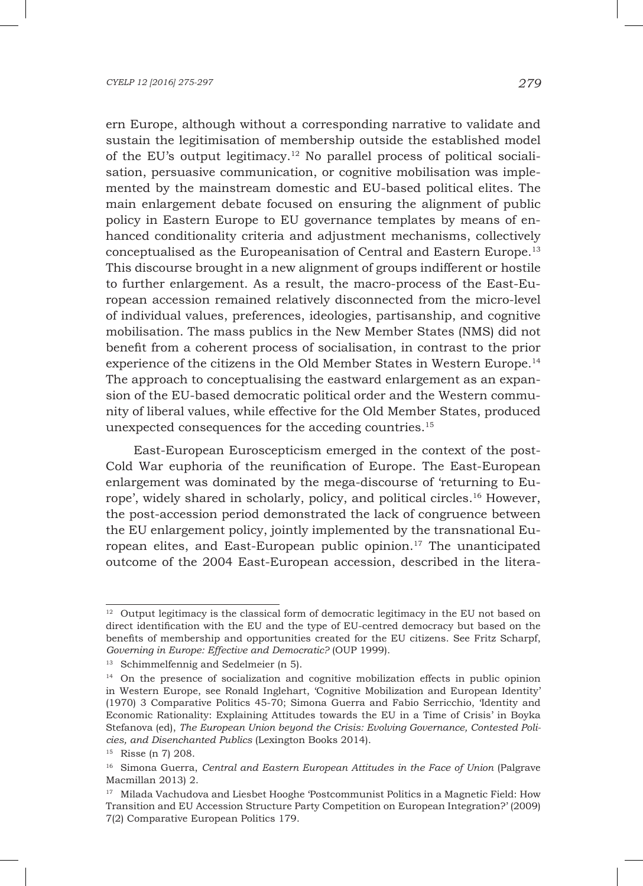ern Europe, although without a corresponding narrative to validate and sustain the legitimisation of membership outside the established model of the EU's output legitimacy.[12] No parallel process of political socialisation, persuasive communication, or cognitive mobilisation was implemented by the mainstream domestic and EU-based political elites. The main enlargement debate focused on ensuring the alignment of public policy in Eastern Europe to EU governance templates by means of enhanced conditionality criteria and adjustment mechanisms, collectively conceptualised as the Europeanisation of Central and Eastern Europe.[13] This discourse brought in a new alignment of groups indifferent or hostile to further enlargement. As a result, the macro-process of the East-European accession remained relatively disconnected from the micro-level of individual values, preferences, ideologies, partisanship, and cognitive mobilisation. The mass publics in the New Member States (NMS) did not benefit from a coherent process of socialisation, in contrast to the prior experience of the citizens in the Old Member States in Western Europe.[14] The approach to conceptualising the eastward enlargement as an expansion of the EU-based democratic political order and the Western community of liberal values, while effective for the Old Member States, produced unexpected consequences for the acceding countries.[15]

East-European Euroscepticism emerged in the context of the post-Cold War euphoria of the reunification of Europe. The East-European enlargement was dominated by the mega-discourse of 'returning to Europe', widely shared in scholarly, policy, and political circles.[16] However, the post-accession period demonstrated the lack of congruence between the EU enlargement policy, jointly implemented by the transnational European elites, and East-European public opinion.[17] The unanticipated outcome of the 2004 East-European accession, described in the litera-

---

[12] Output legitimacy is the classical form of democratic legitimacy in the EU not based on direct identification with the EU and the type of EU-centred democracy but based on the benefits of membership and opportunities created for the EU citizens. See Fritz Scharpf, *Governing in Europe: Effective and Democratic?* (OUP 1999).

[13] Schimmelfennig and Sedelmeier (n 5).

[14] On the presence of socialization and cognitive mobilization effects in public opinion in Western Europe, see Ronald Inglehart, 'Cognitive Mobilization and European Identity' (1970) 3 Comparative Politics 45-70; Simona Guerra and Fabio Serricchio, 'Identity and Economic Rationality: Explaining Attitudes towards the EU in a Time of Crisis' in Boyka Stefanova (ed), *The European Union beyond the Crisis: Evolving Governance, Contested Policies, and Disenchanted Publics* (Lexington Books 2014).

[15] Risse (n 7) 208.

[16] Simona Guerra, *Central and Eastern European Attitudes in the Face of Union* (Palgrave Macmillan 2013) 2.

[17] Milada Vachudova and Liesbet Hooghe 'Postcommunist Politics in a Magnetic Field: How Transition and EU Accession Structure Party Competition on European Integration?' (2009) 7(2) Comparative European Politics 179.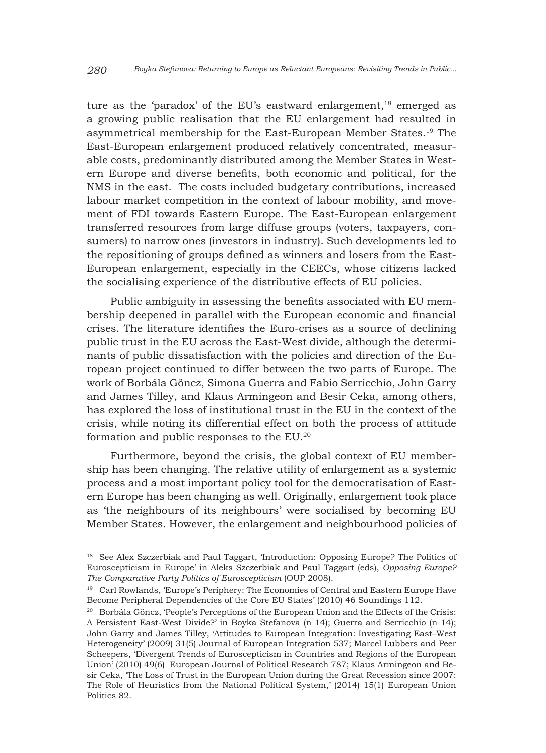ture as the 'paradox' of the EU's eastward enlargement,[18] emerged as a growing public realisation that the EU enlargement had resulted in asymmetrical membership for the East-European Member States.[19] The East-European enlargement produced relatively concentrated, measurable costs, predominantly distributed among the Member States in Western Europe and diverse benefits, both economic and political, for the NMS in the east. The costs included budgetary contributions, increased labour market competition in the context of labour mobility, and movement of FDI towards Eastern Europe. The East-European enlargement transferred resources from large diffuse groups (voters, taxpayers, consumers) to narrow ones (investors in industry). Such developments led to the repositioning of groups defined as winners and losers from the East-European enlargement, especially in the CEECs, whose citizens lacked the socialising experience of the distributive effects of EU policies.

Public ambiguity in assessing the benefits associated with EU membership deepened in parallel with the European economic and financial crises. The literature identifies the Euro-crises as a source of declining public trust in the EU across the East-West divide, although the determinants of public dissatisfaction with the policies and direction of the European project continued to differ between the two parts of Europe. The work of Borbála Göncz, Simona Guerra and Fabio Serricchio, John Garry and James Tilley, and Klaus Armingeon and Besir Ceka, among others, has explored the loss of institutional trust in the EU in the context of the crisis, while noting its differential effect on both the process of attitude formation and public responses to the EU.[20]

Furthermore, beyond the crisis, the global context of EU membership has been changing. The relative utility of enlargement as a systemic process and a most important policy tool for the democratisation of Eastern Europe has been changing as well. Originally, enlargement took place as 'the neighbours of its neighbours' were socialised by becoming EU Member States. However, the enlargement and neighbourhood policies of

---

[18] See Alex Szczerbiak and Paul Taggart, 'Introduction: Opposing Europe? The Politics of Euroscepticism in Europe' in Aleks Szczerbiak and Paul Taggart (eds), *Opposing Europe? The Comparative Party Politics of Euroscepticism* (OUP 2008).

[19] Carl Rowlands, 'Europe's Periphery: The Economies of Central and Eastern Europe Have Become Peripheral Dependencies of the Core EU States' (2010) 46 Soundings 112.

[20] Borbála Göncz, 'People's Perceptions of the European Union and the Effects of the Crisis: A Persistent East-West Divide?' in Boyka Stefanova (n 14); Guerra and Serricchio (n 14); John Garry and James Tilley, 'Attitudes to European Integration: Investigating East–West Heterogeneity' (2009) 31(5) Journal of European Integration 537; Marcel Lubbers and Peer Scheepers, 'Divergent Trends of Euroscepticism in Countries and Regions of the European Union' (2010) 49(6) European Journal of Political Research 787; Klaus Armingeon and Besir Ceka, 'The Loss of Trust in the European Union during the Great Recession since 2007: The Role of Heuristics from the National Political System,' (2014) 15(1) European Union Politics 82.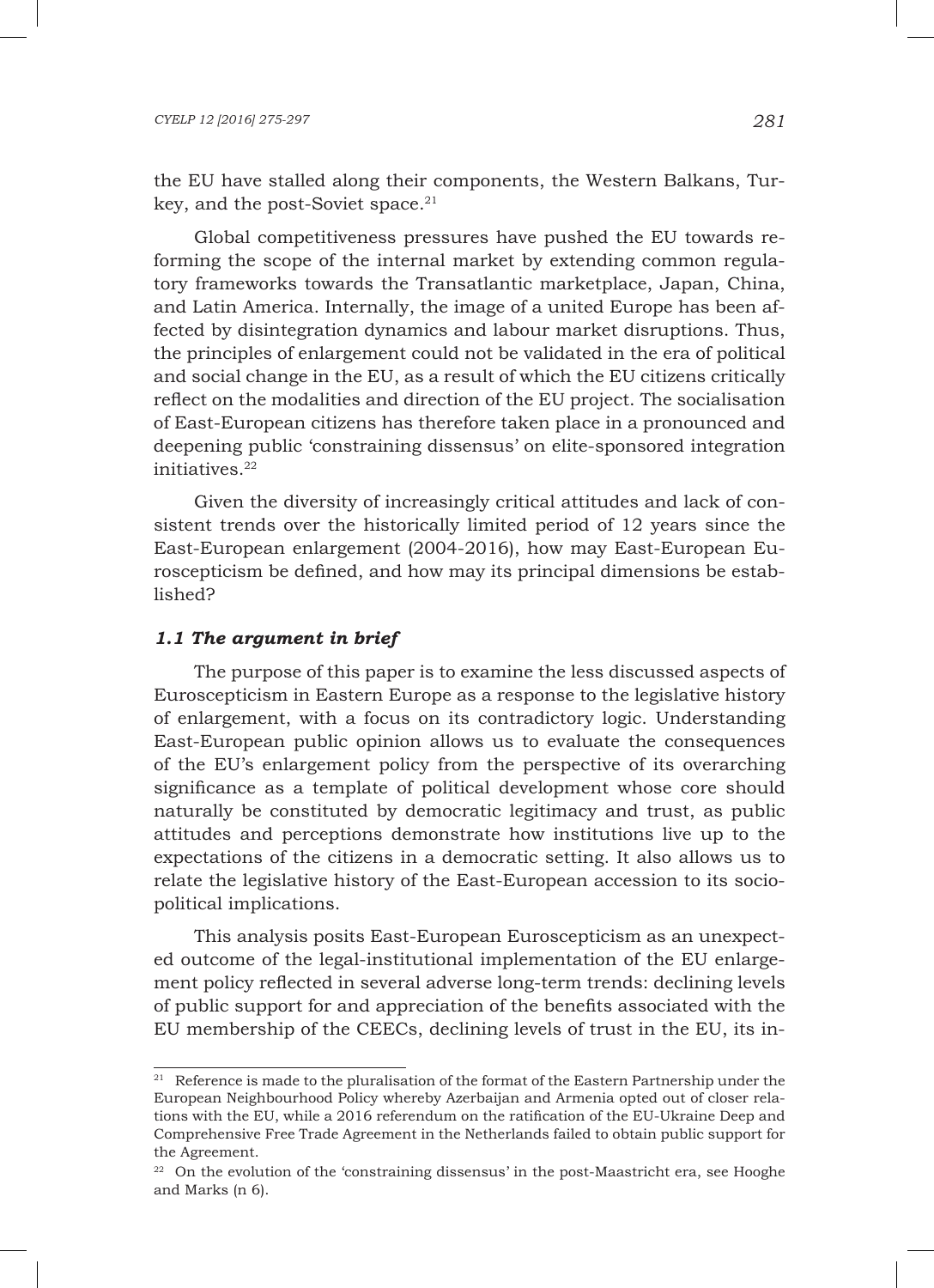the EU have stalled along their components, the Western Balkans, Turkey, and the post-Soviet space.[21]

Global competitiveness pressures have pushed the EU towards reforming the scope of the internal market by extending common regulatory frameworks towards the Transatlantic marketplace, Japan, China, and Latin America. Internally, the image of a united Europe has been affected by disintegration dynamics and labour market disruptions. Thus, the principles of enlargement could not be validated in the era of political and social change in the EU, as a result of which the EU citizens critically reflect on the modalities and direction of the EU project. The socialisation of East-European citizens has therefore taken place in a pronounced and deepening public 'constraining dissensus' on elite-sponsored integration initiatives.[22]

Given the diversity of increasingly critical attitudes and lack of consistent trends over the historically limited period of 12 years since the East-European enlargement (2004-2016), how may East-European Euroscepticism be defined, and how may its principal dimensions be established?

### *1.1 The argument in brief*

The purpose of this paper is to examine the less discussed aspects of Euroscepticism in Eastern Europe as a response to the legislative history of enlargement, with a focus on its contradictory logic. Understanding East-European public opinion allows us to evaluate the consequences of the EU's enlargement policy from the perspective of its overarching significance as a template of political development whose core should naturally be constituted by democratic legitimacy and trust, as public attitudes and perceptions demonstrate how institutions live up to the expectations of the citizens in a democratic setting. It also allows us to relate the legislative history of the East-European accession to its socio-political implications.

This analysis posits East-European Euroscepticism as an unexpected outcome of the legal-institutional implementation of the EU enlargement policy reflected in several adverse long-term trends: declining levels of public support for and appreciation of the benefits associated with the EU membership of the CEECs, declining levels of trust in the EU, its in-

---

[21] Reference is made to the pluralisation of the format of the Eastern Partnership under the European Neighbourhood Policy whereby Azerbaijan and Armenia opted out of closer relations with the EU, while a 2016 referendum on the ratification of the EU-Ukraine Deep and Comprehensive Free Trade Agreement in the Netherlands failed to obtain public support for the Agreement.

[22] On the evolution of the 'constraining dissensus' in the post-Maastricht era, see Hooghe and Marks (n 6).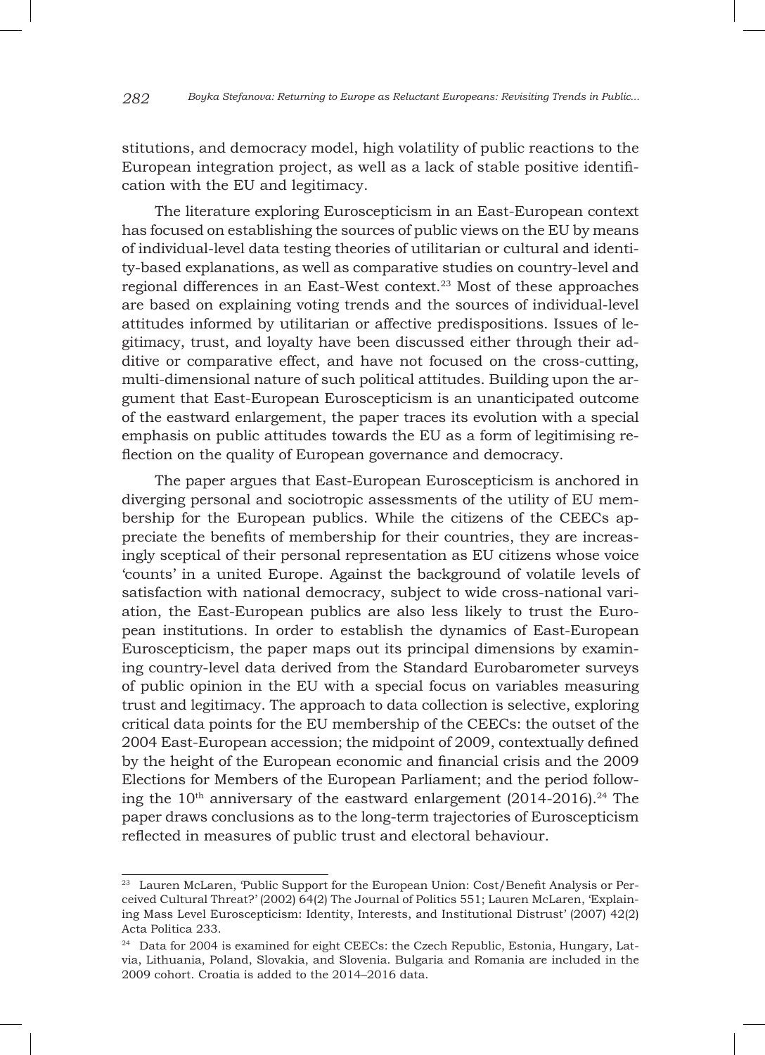stitutions, and democracy model, high volatility of public reactions to the European integration project, as well as a lack of stable positive identification with the EU and legitimacy.

The literature exploring Euroscepticism in an East-European context has focused on establishing the sources of public views on the EU by means of individual-level data testing theories of utilitarian or cultural and identity-based explanations, as well as comparative studies on country-level and regional differences in an East-West context.[23] Most of these approaches are based on explaining voting trends and the sources of individual-level attitudes informed by utilitarian or affective predispositions. Issues of legitimacy, trust, and loyalty have been discussed either through their additive or comparative effect, and have not focused on the cross-cutting, multi-dimensional nature of such political attitudes. Building upon the argument that East-European Euroscepticism is an unanticipated outcome of the eastward enlargement, the paper traces its evolution with a special emphasis on public attitudes towards the EU as a form of legitimising reflection on the quality of European governance and democracy.

The paper argues that East-European Euroscepticism is anchored in diverging personal and sociotropic assessments of the utility of EU membership for the European publics. While the citizens of the CEECs appreciate the benefits of membership for their countries, they are increasingly sceptical of their personal representation as EU citizens whose voice 'counts' in a united Europe. Against the background of volatile levels of satisfaction with national democracy, subject to wide cross-national variation, the East-European publics are also less likely to trust the European institutions. In order to establish the dynamics of East-European Euroscepticism, the paper maps out its principal dimensions by examining country-level data derived from the Standard Eurobarometer surveys of public opinion in the EU with a special focus on variables measuring trust and legitimacy. The approach to data collection is selective, exploring critical data points for the EU membership of the CEECs: the outset of the 2004 East-European accession; the midpoint of 2009, contextually defined by the height of the European economic and financial crisis and the 2009 Elections for Members of the European Parliament; and the period following the 10th anniversary of the eastward enlargement (2014-2016).[24] The paper draws conclusions as to the long-term trajectories of Euroscepticism reflected in measures of public trust and electoral behaviour.

---

[23] Lauren McLaren, 'Public Support for the European Union: Cost/Benefit Analysis or Perceived Cultural Threat?' (2002) 64(2) The Journal of Politics 551; Lauren McLaren, 'Explaining Mass Level Euroscepticism: Identity, Interests, and Institutional Distrust' (2007) 42(2) Acta Politica 233.

[24] Data for 2004 is examined for eight CEECs: the Czech Republic, Estonia, Hungary, Latvia, Lithuania, Poland, Slovakia, and Slovenia. Bulgaria and Romania are included in the 2009 cohort. Croatia is added to the 2014–2016 data.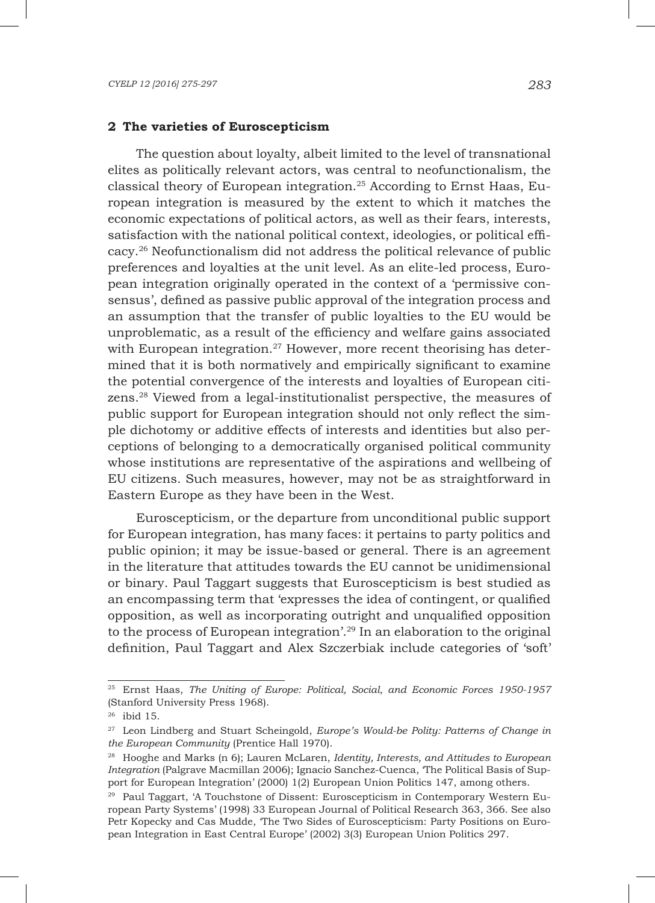## 2 The varieties of Euroscepticism

The question about loyalty, albeit limited to the level of transnational elites as politically relevant actors, was central to neofunctionalism, the classical theory of European integration.[25] According to Ernst Haas, European integration is measured by the extent to which it matches the economic expectations of political actors, as well as their fears, interests, satisfaction with the national political context, ideologies, or political efficacy.[26] Neofunctionalism did not address the political relevance of public preferences and loyalties at the unit level. As an elite-led process, European integration originally operated in the context of a 'permissive consensus', defined as passive public approval of the integration process and an assumption that the transfer of public loyalties to the EU would be unproblematic, as a result of the efficiency and welfare gains associated with European integration.[27] However, more recent theorising has determined that it is both normatively and empirically significant to examine the potential convergence of the interests and loyalties of European citizens.[28] Viewed from a legal-institutionalist perspective, the measures of public support for European integration should not only reflect the simple dichotomy or additive effects of interests and identities but also perceptions of belonging to a democratically organised political community whose institutions are representative of the aspirations and wellbeing of EU citizens. Such measures, however, may not be as straightforward in Eastern Europe as they have been in the West.

Euroscepticism, or the departure from unconditional public support for European integration, has many faces: it pertains to party politics and public opinion; it may be issue-based or general. There is an agreement in the literature that attitudes towards the EU cannot be unidimensional or binary. Paul Taggart suggests that Euroscepticism is best studied as an encompassing term that 'expresses the idea of contingent, or qualified opposition, as well as incorporating outright and unqualified opposition to the process of European integration'.[29] In an elaboration to the original definition, Paul Taggart and Alex Szczerbiak include categories of 'soft'

---

[25] Ernst Haas, *The Uniting of Europe: Political, Social, and Economic Forces 1950-1957* (Stanford University Press 1968).

[26] ibid 15.

[27] Leon Lindberg and Stuart Scheingold, *Europe's Would-be Polity: Patterns of Change in the European Community* (Prentice Hall 1970).

[28] Hooghe and Marks (n 6); Lauren McLaren, *Identity, Interests, and Attitudes to European Integration* (Palgrave Macmillan 2006); Ignacio Sanchez-Cuenca, 'The Political Basis of Support for European Integration' (2000) 1(2) European Union Politics 147, among others.

[29] Paul Taggart, 'A Touchstone of Dissent: Euroscepticism in Contemporary Western European Party Systems' (1998) 33 European Journal of Political Research 363, 366. See also Petr Kopecky and Cas Mudde, 'The Two Sides of Euroscepticism: Party Positions on European Integration in East Central Europe' (2002) 3(3) European Union Politics 297.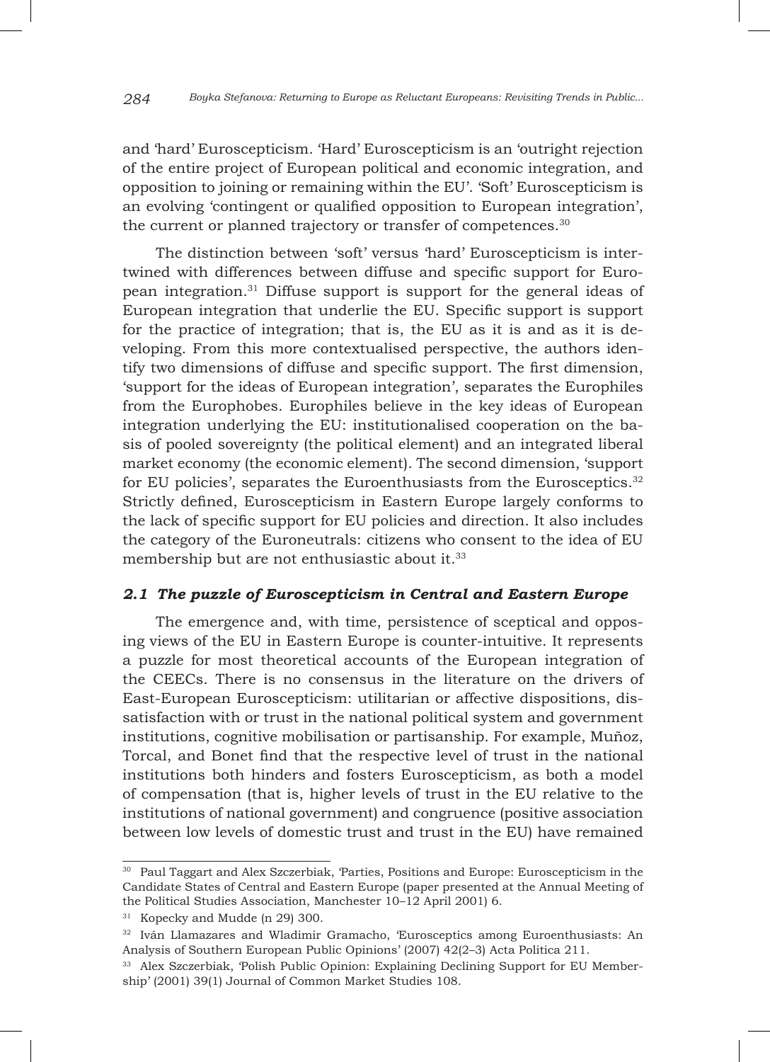and 'hard' Euroscepticism. 'Hard' Euroscepticism is an 'outright rejection of the entire project of European political and economic integration, and opposition to joining or remaining within the EU'. 'Soft' Euroscepticism is an evolving 'contingent or qualified opposition to European integration', the current or planned trajectory or transfer of competences.[30]

The distinction between 'soft' versus 'hard' Euroscepticism is intertwined with differences between diffuse and specific support for European integration.[31] Diffuse support is support for the general ideas of European integration that underlie the EU. Specific support is support for the practice of integration; that is, the EU as it is and as it is developing. From this more contextualised perspective, the authors identify two dimensions of diffuse and specific support. The first dimension, 'support for the ideas of European integration', separates the Europhiles from the Europhobes. Europhiles believe in the key ideas of European integration underlying the EU: institutionalised cooperation on the basis of pooled sovereignty (the political element) and an integrated liberal market economy (the economic element). The second dimension, 'support for EU policies', separates the Euroenthusiasts from the Eurosceptics.[32] Strictly defined, Euroscepticism in Eastern Europe largely conforms to the lack of specific support for EU policies and direction. It also includes the category of the Euroneutrals: citizens who consent to the idea of EU membership but are not enthusiastic about it.[33]

### *2.1 The puzzle of Euroscepticism in Central and Eastern Europe*

The emergence and, with time, persistence of sceptical and opposing views of the EU in Eastern Europe is counter-intuitive. It represents a puzzle for most theoretical accounts of the European integration of the CEECs. There is no consensus in the literature on the drivers of East-European Euroscepticism: utilitarian or affective dispositions, dissatisfaction with or trust in the national political system and government institutions, cognitive mobilisation or partisanship. For example, Muñoz, Torcal, and Bonet find that the respective level of trust in the national institutions both hinders and fosters Euroscepticism, as both a model of compensation (that is, higher levels of trust in the EU relative to the institutions of national government) and congruence (positive association between low levels of domestic trust and trust in the EU) have remained

---

[30] Paul Taggart and Alex Szczerbiak, 'Parties, Positions and Europe: Euroscepticism in the Candidate States of Central and Eastern Europe (paper presented at the Annual Meeting of the Political Studies Association, Manchester 10–12 April 2001) 6.

[31] Kopecky and Mudde (n 29) 300.

[32] Iván Llamazares and Wladimir Gramacho, 'Eurosceptics among Euroenthusiasts: An Analysis of Southern European Public Opinions' (2007) 42(2–3) Acta Politica 211.

[33] Alex Szczerbiak, 'Polish Public Opinion: Explaining Declining Support for EU Membership' (2001) 39(1) Journal of Common Market Studies 108.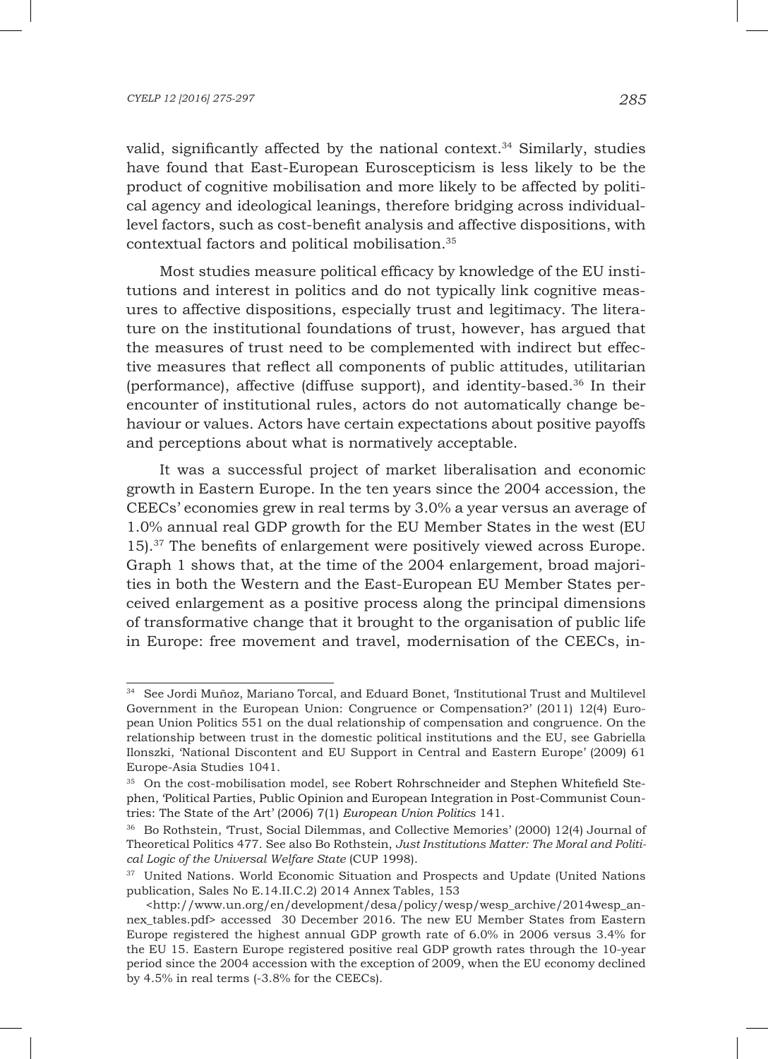valid, significantly affected by the national context.[34] Similarly, studies have found that East-European Euroscepticism is less likely to be the product of cognitive mobilisation and more likely to be affected by political agency and ideological leanings, therefore bridging across individual-level factors, such as cost-benefit analysis and affective dispositions, with contextual factors and political mobilisation.[35]

Most studies measure political efficacy by knowledge of the EU institutions and interest in politics and do not typically link cognitive measures to affective dispositions, especially trust and legitimacy. The literature on the institutional foundations of trust, however, has argued that the measures of trust need to be complemented with indirect but effective measures that reflect all components of public attitudes, utilitarian (performance), affective (diffuse support), and identity-based.[36] In their encounter of institutional rules, actors do not automatically change behaviour or values. Actors have certain expectations about positive payoffs and perceptions about what is normatively acceptable.

It was a successful project of market liberalisation and economic growth in Eastern Europe. In the ten years since the 2004 accession, the CEECs' economies grew in real terms by 3.0% a year versus an average of 1.0% annual real GDP growth for the EU Member States in the west (EU 15).[37] The benefits of enlargement were positively viewed across Europe. Graph 1 shows that, at the time of the 2004 enlargement, broad majorities in both the Western and the East-European EU Member States perceived enlargement as a positive process along the principal dimensions of transformative change that it brought to the organisation of public life in Europe: free movement and travel, modernisation of the CEECs, in-

---

[34] See Jordi Muñoz, Mariano Torcal, and Eduard Bonet, 'Institutional Trust and Multilevel Government in the European Union: Congruence or Compensation?' (2011) 12(4) European Union Politics 551 on the dual relationship of compensation and congruence. On the relationship between trust in the domestic political institutions and the EU, see Gabriella Ilonszki, 'National Discontent and EU Support in Central and Eastern Europe' (2009) 61 Europe-Asia Studies 1041.

[35] On the cost-mobilisation model, see Robert Rohrschneider and Stephen Whitefield Stephen, 'Political Parties, Public Opinion and European Integration in Post-Communist Countries: The State of the Art' (2006) 7(1) *European Union Politics* 141.

[36] Bo Rothstein, 'Trust, Social Dilemmas, and Collective Memories' (2000) 12(4) Journal of Theoretical Politics 477. See also Bo Rothstein, *Just Institutions Matter: The Moral and Political Logic of the Universal Welfare State* (CUP 1998).

[37] United Nations. World Economic Situation and Prospects and Update (United Nations publication, Sales No E.14.II.C.2) 2014 Annex Tables, 153 <http://www.un.org/en/development/desa/policy/wesp/wesp_archive/2014wesp_annex_tables.pdf> accessed 30 December 2016. The new EU Member States from Eastern Europe registered the highest annual GDP growth rate of 6.0% in 2006 versus 3.4% for the EU 15. Eastern Europe registered positive real GDP growth rates through the 10-year period since the 2004 accession with the exception of 2009, when the EU economy declined by 4.5% in real terms (-3.8% for the CEECs).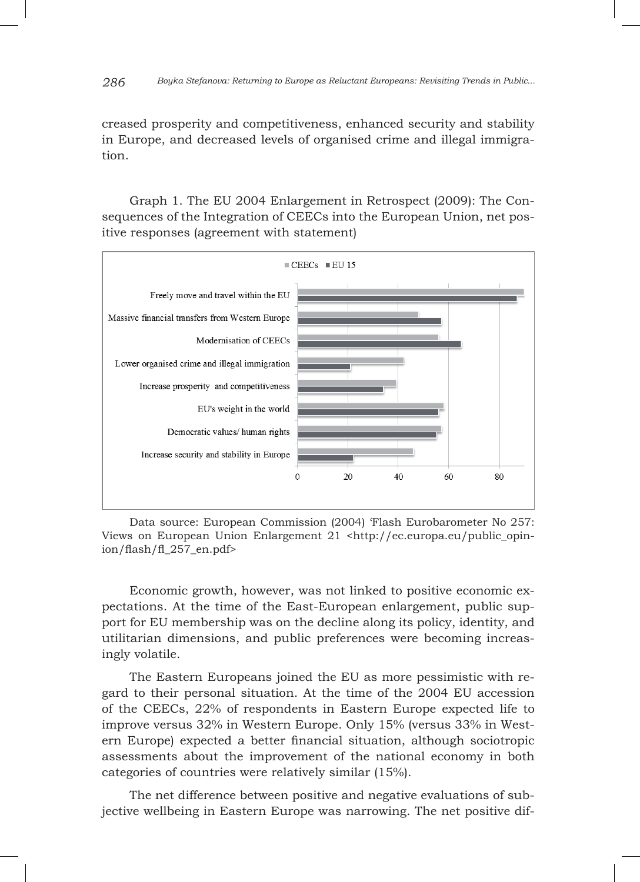creased prosperity and competitiveness, enhanced security and stability in Europe, and decreased levels of organised crime and illegal immigration.

Graph 1. The EU 2004 Enlargement in Retrospect (2009): The Consequences of the Integration of CEECs into the European Union, net positive responses (agreement with statement)

Data source: European Commission (2004) 'Flash Eurobarometer No 257: Views on European Union Enlargement 21 <http://ec.europa.eu/public_opinion/flash/fl_257_en.pdf>

Economic growth, however, was not linked to positive economic expectations. At the time of the East-European enlargement, public support for EU membership was on the decline along its policy, identity, and utilitarian dimensions, and public preferences were becoming increasingly volatile.

The Eastern Europeans joined the EU as more pessimistic with regard to their personal situation. At the time of the 2004 EU accession of the CEECs, 22% of respondents in Eastern Europe expected life to improve versus 32% in Western Europe. Only 15% (versus 33% in Western Europe) expected a better financial situation, although sociotropic assessments about the improvement of the national economy in both categories of countries were relatively similar (15%).

The net difference between positive and negative evaluations of subjective wellbeing in Eastern Europe was narrowing. The net positive dif-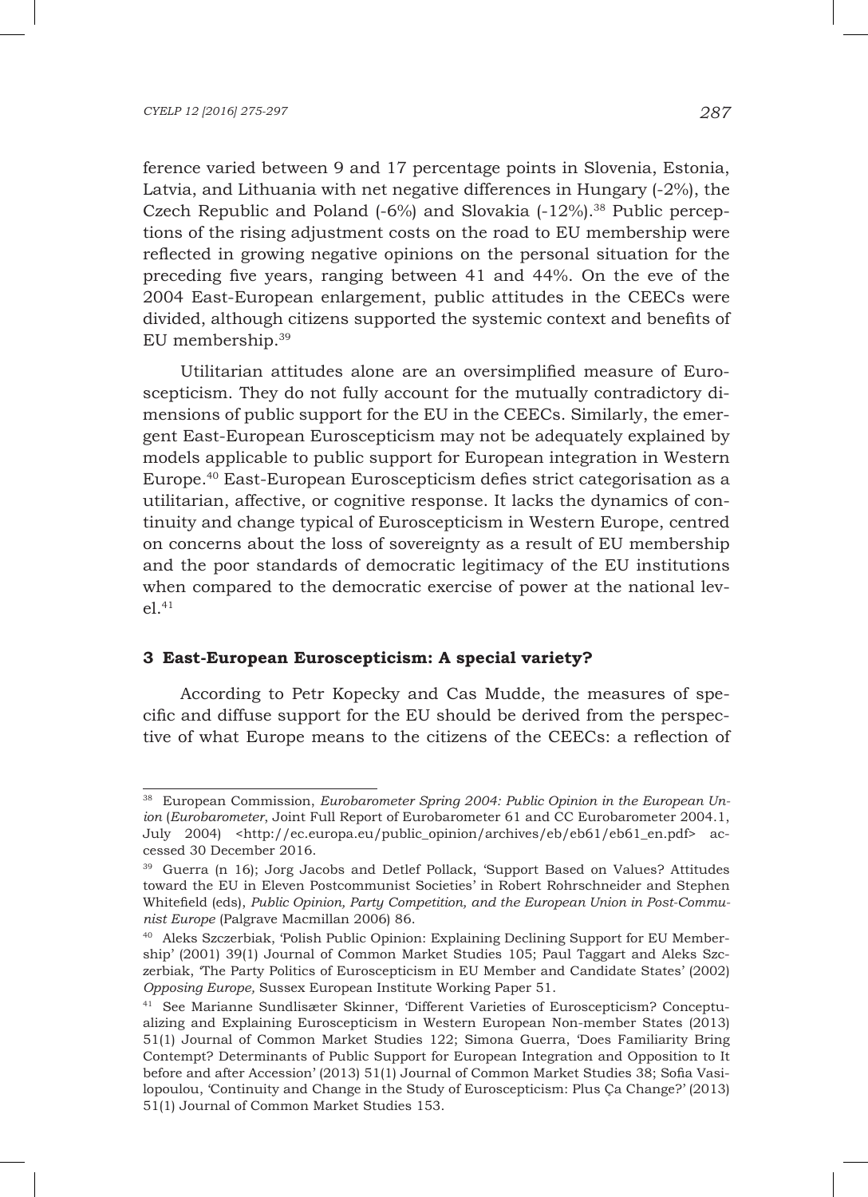ference varied between 9 and 17 percentage points in Slovenia, Estonia, Latvia, and Lithuania with net negative differences in Hungary (-2%), the Czech Republic and Poland (-6%) and Slovakia (-12%).[38] Public perceptions of the rising adjustment costs on the road to EU membership were reflected in growing negative opinions on the personal situation for the preceding five years, ranging between 41 and 44%. On the eve of the 2004 East-European enlargement, public attitudes in the CEECs were divided, although citizens supported the systemic context and benefits of EU membership.[39]

Utilitarian attitudes alone are an oversimplified measure of Euroscepticism. They do not fully account for the mutually contradictory dimensions of public support for the EU in the CEECs. Similarly, the emergent East-European Euroscepticism may not be adequately explained by models applicable to public support for European integration in Western Europe.[40] East-European Euroscepticism defies strict categorisation as a utilitarian, affective, or cognitive response. It lacks the dynamics of continuity and change typical of Euroscepticism in Western Europe, centred on concerns about the loss of sovereignty as a result of EU membership and the poor standards of democratic legitimacy of the EU institutions when compared to the democratic exercise of power at the national level.[41]

## 3 East-European Euroscepticism: A special variety?

According to Petr Kopecky and Cas Mudde, the measures of specific and diffuse support for the EU should be derived from the perspective of what Europe means to the citizens of the CEECs: a reflection of

---

[38] European Commission, *Eurobarometer Spring 2004: Public Opinion in the European Union* (*Eurobarometer*, Joint Full Report of Eurobarometer 61 and CC Eurobarometer 2004.1, July 2004) <http://ec.europa.eu/public_opinion/archives/eb/eb61/eb61_en.pdf> accessed 30 December 2016.

[39] Guerra (n 16); Jorg Jacobs and Detlef Pollack, 'Support Based on Values? Attitudes toward the EU in Eleven Postcommunist Societies' in Robert Rohrschneider and Stephen Whitefield (eds), *Public Opinion, Party Competition, and the European Union in Post-Communist Europe* (Palgrave Macmillan 2006) 86.

[40] Aleks Szczerbiak, 'Polish Public Opinion: Explaining Declining Support for EU Membership' (2001) 39(1) Journal of Common Market Studies 105; Paul Taggart and Aleks Szczerbiak, 'The Party Politics of Euroscepticism in EU Member and Candidate States' (2002) *Opposing Europe,* Sussex European Institute Working Paper 51.

[41] See Marianne Sundlisæter Skinner, 'Different Varieties of Euroscepticism? Conceptualizing and Explaining Euroscepticism in Western European Non-member States (2013) 51(1) Journal of Common Market Studies 122; Simona Guerra, 'Does Familiarity Bring Contempt? Determinants of Public Support for European Integration and Opposition to It before and after Accession' (2013) 51(1) Journal of Common Market Studies 38; Sofia Vasilopoulou, 'Continuity and Change in the Study of Euroscepticism: Plus Ça Change?' (2013) 51(1) Journal of Common Market Studies 153.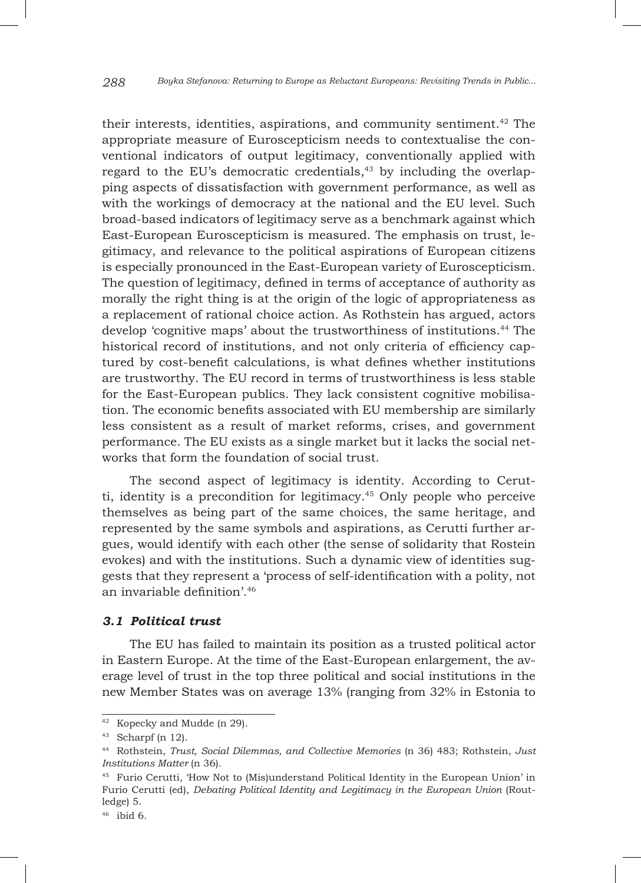their interests, identities, aspirations, and community sentiment.[42] The appropriate measure of Euroscepticism needs to contextualise the conventional indicators of output legitimacy, conventionally applied with regard to the EU's democratic credentials,[43] by including the overlapping aspects of dissatisfaction with government performance, as well as with the workings of democracy at the national and the EU level. Such broad-based indicators of legitimacy serve as a benchmark against which East-European Euroscepticism is measured. The emphasis on trust, legitimacy, and relevance to the political aspirations of European citizens is especially pronounced in the East-European variety of Euroscepticism. The question of legitimacy, defined in terms of acceptance of authority as morally the right thing is at the origin of the logic of appropriateness as a replacement of rational choice action. As Rothstein has argued, actors develop 'cognitive maps' about the trustworthiness of institutions.[44] The historical record of institutions, and not only criteria of efficiency captured by cost-benefit calculations, is what defines whether institutions are trustworthy. The EU record in terms of trustworthiness is less stable for the East-European publics. They lack consistent cognitive mobilisation. The economic benefits associated with EU membership are similarly less consistent as a result of market reforms, crises, and government performance. The EU exists as a single market but it lacks the social networks that form the foundation of social trust.

The second aspect of legitimacy is identity. According to Cerutti, identity is a precondition for legitimacy.[45] Only people who perceive themselves as being part of the same choices, the same heritage, and represented by the same symbols and aspirations, as Cerutti further argues, would identify with each other (the sense of solidarity that Rostein evokes) and with the institutions. Such a dynamic view of identities suggests that they represent a 'process of self-identification with a polity, not an invariable definition'.[46]

### *3.1 Political trust*

The EU has failed to maintain its position as a trusted political actor in Eastern Europe. At the time of the East-European enlargement, the average level of trust in the top three political and social institutions in the new Member States was on average 13% (ranging from 32% in Estonia to

---

[42] Kopecky and Mudde (n 29).

[43] Scharpf (n 12).

[44] Rothstein, *Trust, Social Dilemmas, and Collective Memories* (n 36) 483; Rothstein, *Just Institutions Matter* (n 36).

[45] Furio Cerutti, 'How Not to (Mis)understand Political Identity in the European Union' in Furio Cerutti (ed), *Debating Political Identity and Legitimacy in the European Union* (Routledge) 5.

[46] ibid 6.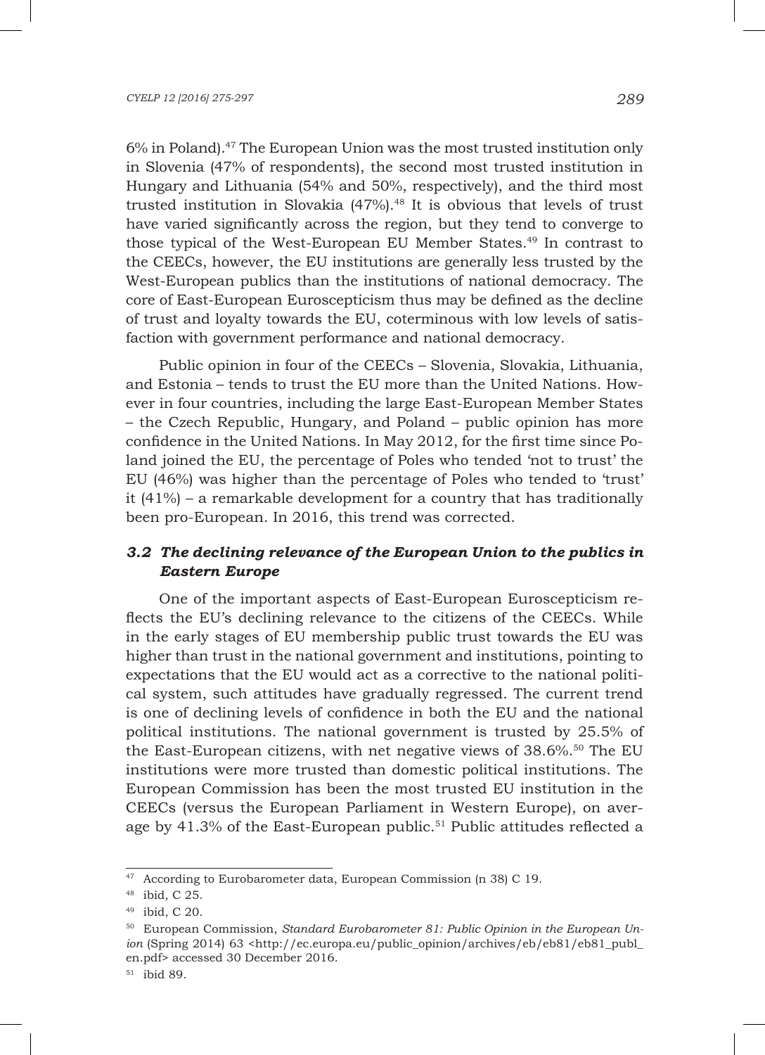6% in Poland).[47] The European Union was the most trusted institution only in Slovenia (47% of respondents), the second most trusted institution in Hungary and Lithuania (54% and 50%, respectively), and the third most trusted institution in Slovakia (47%).[48] It is obvious that levels of trust have varied significantly across the region, but they tend to converge to those typical of the West-European EU Member States.[49] In contrast to the CEECs, however, the EU institutions are generally less trusted by the West-European publics than the institutions of national democracy. The core of East-European Euroscepticism thus may be defined as the decline of trust and loyalty towards the EU, coterminous with low levels of satisfaction with government performance and national democracy.

Public opinion in four of the CEECs – Slovenia, Slovakia, Lithuania, and Estonia – tends to trust the EU more than the United Nations. However in four countries, including the large East-European Member States – the Czech Republic, Hungary, and Poland – public opinion has more confidence in the United Nations. In May 2012, for the first time since Poland joined the EU, the percentage of Poles who tended 'not to trust' the EU (46%) was higher than the percentage of Poles who tended to 'trust' it (41%) – a remarkable development for a country that has traditionally been pro-European. In 2016, this trend was corrected.

### *3.2 The declining relevance of the European Union to the publics in Eastern Europe*

One of the important aspects of East-European Euroscepticism reflects the EU's declining relevance to the citizens of the CEECs. While in the early stages of EU membership public trust towards the EU was higher than trust in the national government and institutions, pointing to expectations that the EU would act as a corrective to the national political system, such attitudes have gradually regressed. The current trend is one of declining levels of confidence in both the EU and the national political institutions. The national government is trusted by 25.5% of the East-European citizens, with net negative views of 38.6%.[50] The EU institutions were more trusted than domestic political institutions. The European Commission has been the most trusted EU institution in the CEECs (versus the European Parliament in Western Europe), on average by 41.3% of the East-European public.[51] Public attitudes reflected a

---

[47] According to Eurobarometer data, European Commission (n 38) C 19.

[48] ibid, C 25.

[49] ibid, C 20.

[50] European Commission, *Standard Eurobarometer 81: Public Opinion in the European Union* (Spring 2014) 63 <http://ec.europa.eu/public_opinion/archives/eb/eb81/eb81_publ_en.pdf> accessed 30 December 2016.

[51] ibid 89.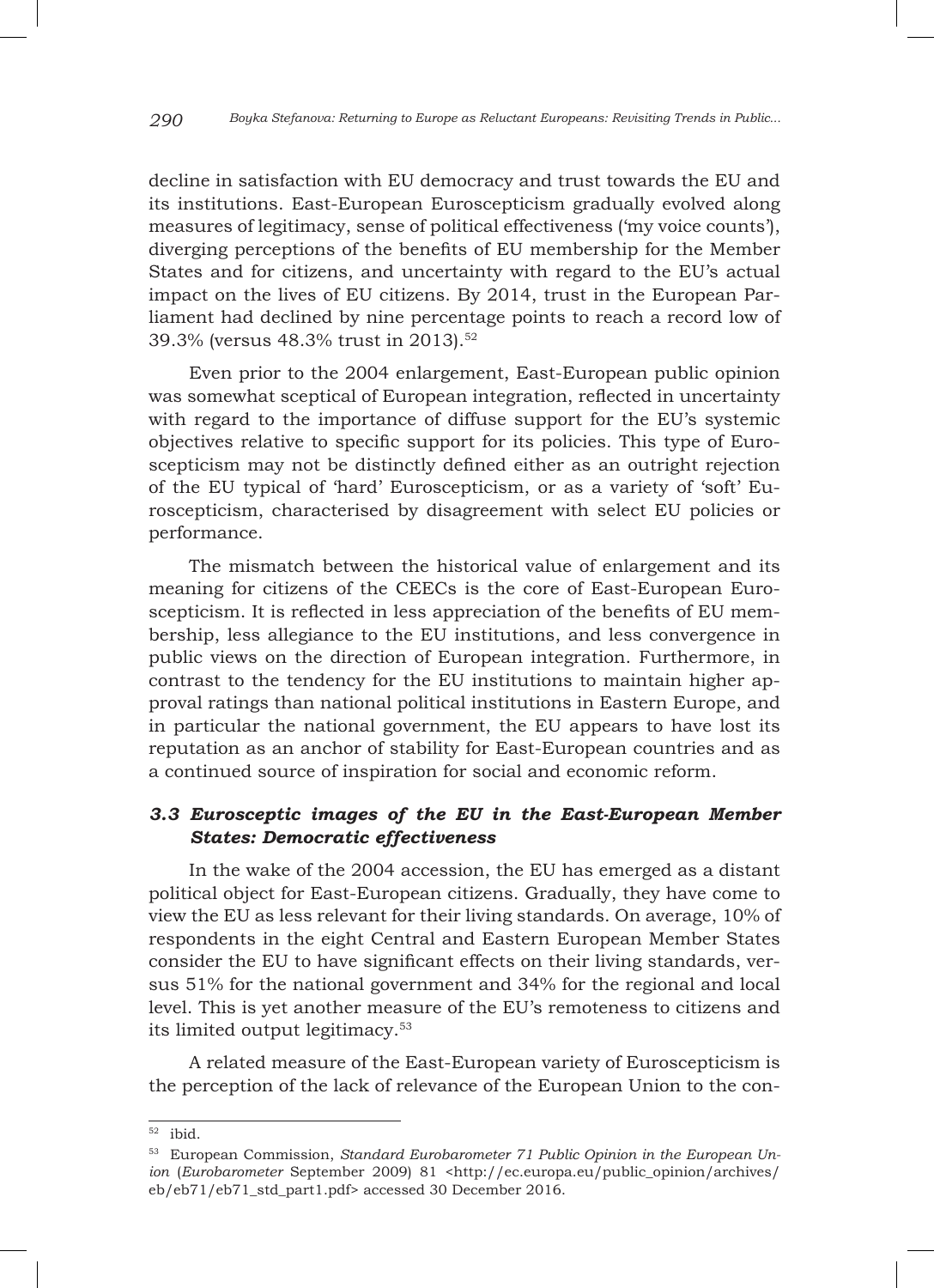decline in satisfaction with EU democracy and trust towards the EU and its institutions. East-European Euroscepticism gradually evolved along measures of legitimacy, sense of political effectiveness ('my voice counts'), diverging perceptions of the benefits of EU membership for the Member States and for citizens, and uncertainty with regard to the EU's actual impact on the lives of EU citizens. By 2014, trust in the European Parliament had declined by nine percentage points to reach a record low of 39.3% (versus 48.3% trust in 2013).[52]

Even prior to the 2004 enlargement, East-European public opinion was somewhat sceptical of European integration, reflected in uncertainty with regard to the importance of diffuse support for the EU's systemic objectives relative to specific support for its policies. This type of Euroscepticism may not be distinctly defined either as an outright rejection of the EU typical of 'hard' Euroscepticism, or as a variety of 'soft' Euroscepticism, characterised by disagreement with select EU policies or performance.

The mismatch between the historical value of enlargement and its meaning for citizens of the CEECs is the core of East-European Euroscepticism. It is reflected in less appreciation of the benefits of EU membership, less allegiance to the EU institutions, and less convergence in public views on the direction of European integration. Furthermore, in contrast to the tendency for the EU institutions to maintain higher approval ratings than national political institutions in Eastern Europe, and in particular the national government, the EU appears to have lost its reputation as an anchor of stability for East-European countries and as a continued source of inspiration for social and economic reform.

### *3.3 Eurosceptic images of the EU in the East-European Member States: Democratic effectiveness*

In the wake of the 2004 accession, the EU has emerged as a distant political object for East-European citizens. Gradually, they have come to view the EU as less relevant for their living standards. On average, 10% of respondents in the eight Central and Eastern European Member States consider the EU to have significant effects on their living standards, versus 51% for the national government and 34% for the regional and local level. This is yet another measure of the EU's remoteness to citizens and its limited output legitimacy.[53]

A related measure of the East-European variety of Euroscepticism is the perception of the lack of relevance of the European Union to the con-

---

[52] ibid.

[53] European Commission, *Standard Eurobarometer 71 Public Opinion in the European Union* (*Eurobarometer* September 2009) 81 <http://ec.europa.eu/public_opinion/archives/eb/eb71/eb71_std_part1.pdf> accessed 30 December 2016.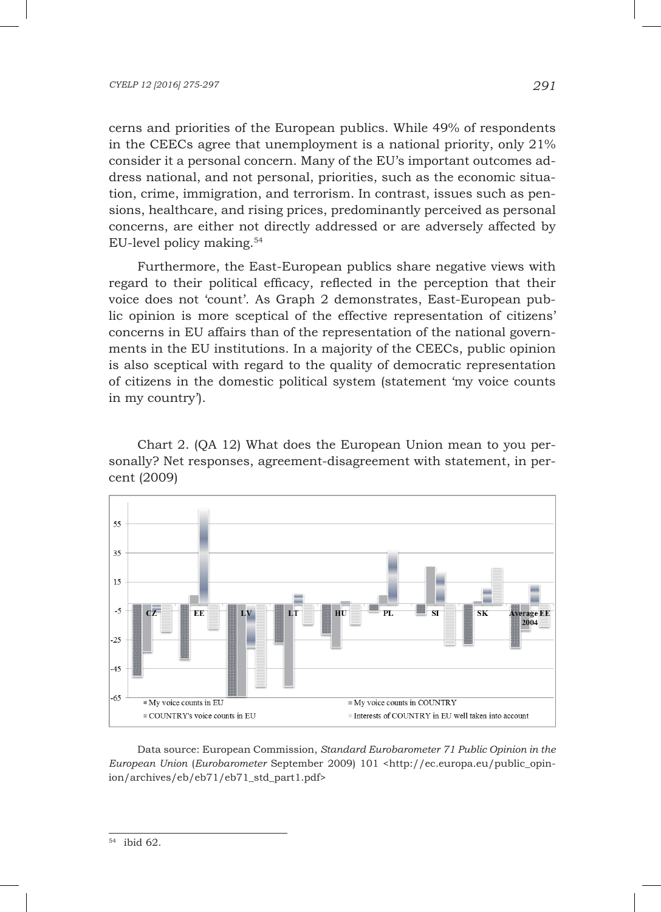cerns and priorities of the European publics. While 49% of respondents in the CEECs agree that unemployment is a national priority, only 21% consider it a personal concern. Many of the EU's important outcomes address national, and not personal, priorities, such as the economic situation, crime, immigration, and terrorism. In contrast, issues such as pensions, healthcare, and rising prices, predominantly perceived as personal concerns, are either not directly addressed or are adversely affected by EU-level policy making.[54]

Furthermore, the East-European publics share negative views with regard to their political efficacy, reflected in the perception that their voice does not 'count'. As Graph 2 demonstrates, East-European public opinion is more sceptical of the effective representation of citizens' concerns in EU affairs than of the representation of the national governments in the EU institutions. In a majority of the CEECs, public opinion is also sceptical with regard to the quality of democratic representation of citizens in the domestic political system (statement 'my voice counts in my country').

Chart 2. (QA 12) What does the European Union mean to you personally? Net responses, agreement-disagreement with statement, in percent (2009)

Data source: European Commission, *Standard Eurobarometer 71 Public Opinion in the European Union* (*Eurobarometer* September 2009) 101 <http://ec.europa.eu/public_opinion/archives/eb/eb71/eb71_std_part1.pdf>

---

[54] ibid 62.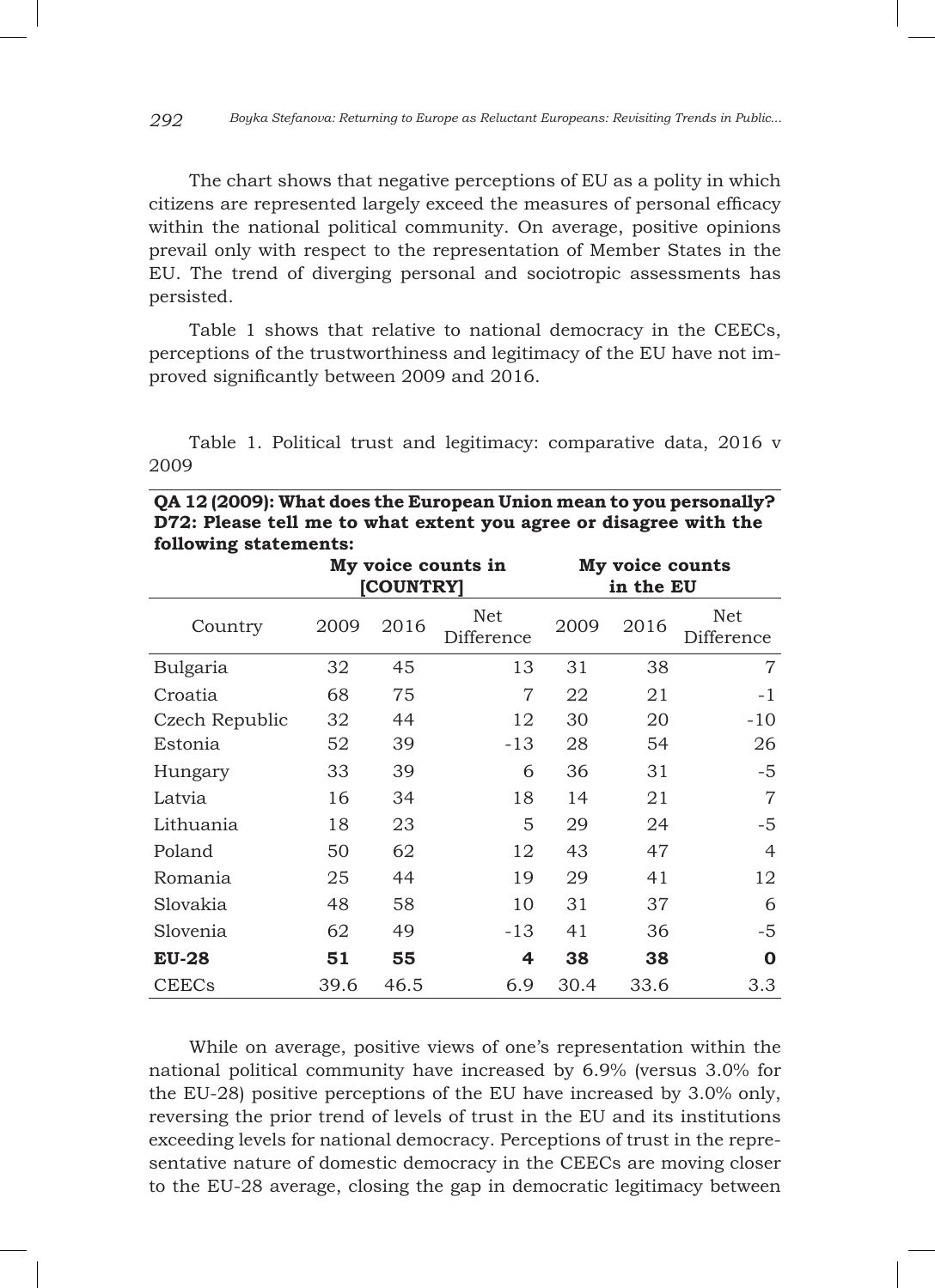The chart shows that negative perceptions of EU as a polity in which citizens are represented largely exceed the measures of personal efficacy within the national political community. On average, positive opinions prevail only with respect to the representation of Member States in the EU. The trend of diverging personal and sociotropic assessments has persisted.

Table 1 shows that relative to national democracy in the CEECs, perceptions of the trustworthiness and legitimacy of the EU have not improved significantly between 2009 and 2016.

Table 1. Political trust and legitimacy: comparative data, 2016 v 2009

**QA 12 (2009): What does the European Union mean to you personally? D72: Please tell me to what extent you agree or disagree with the following statements:**

| | My voice counts in [COUNTRY] | | | My voice counts in the EU | | |
|---|---|---|---|---|---|---|
| Country | 2009 | 2016 | Net Difference | 2009 | 2016 | Net Difference |
| Bulgaria | 32 | 45 | 13 | 31 | 38 | 7 |
| Croatia | 68 | 75 | 7 | 22 | 21 | -1 |
| Czech Republic | 32 | 44 | 12 | 30 | 20 | -10 |
| Estonia | 52 | 39 | -13 | 28 | 54 | 26 |
| Hungary | 33 | 39 | 6 | 36 | 31 | -5 |
| Latvia | 16 | 34 | 18 | 14 | 21 | 7 |
| Lithuania | 18 | 23 | 5 | 29 | 24 | -5 |
| Poland | 50 | 62 | 12 | 43 | 47 | 4 |
| Romania | 25 | 44 | 19 | 29 | 41 | 12 |
| Slovakia | 48 | 58 | 10 | 31 | 37 | 6 |
| Slovenia | 62 | 49 | -13 | 41 | 36 | -5 |
| **EU-28** | **51** | **55** | **4** | **38** | **38** | **0** |
| CEECs | 39.6 | 46.5 | 6.9 | 30.4 | 33.6 | 3.3 |

While on average, positive views of one's representation within the national political community have increased by 6.9% (versus 3.0% for the EU-28) positive perceptions of the EU have increased by 3.0% only, reversing the prior trend of levels of trust in the EU and its institutions exceeding levels for national democracy. Perceptions of trust in the representative nature of domestic democracy in the CEECs are moving closer to the EU-28 average, closing the gap in democratic legitimacy between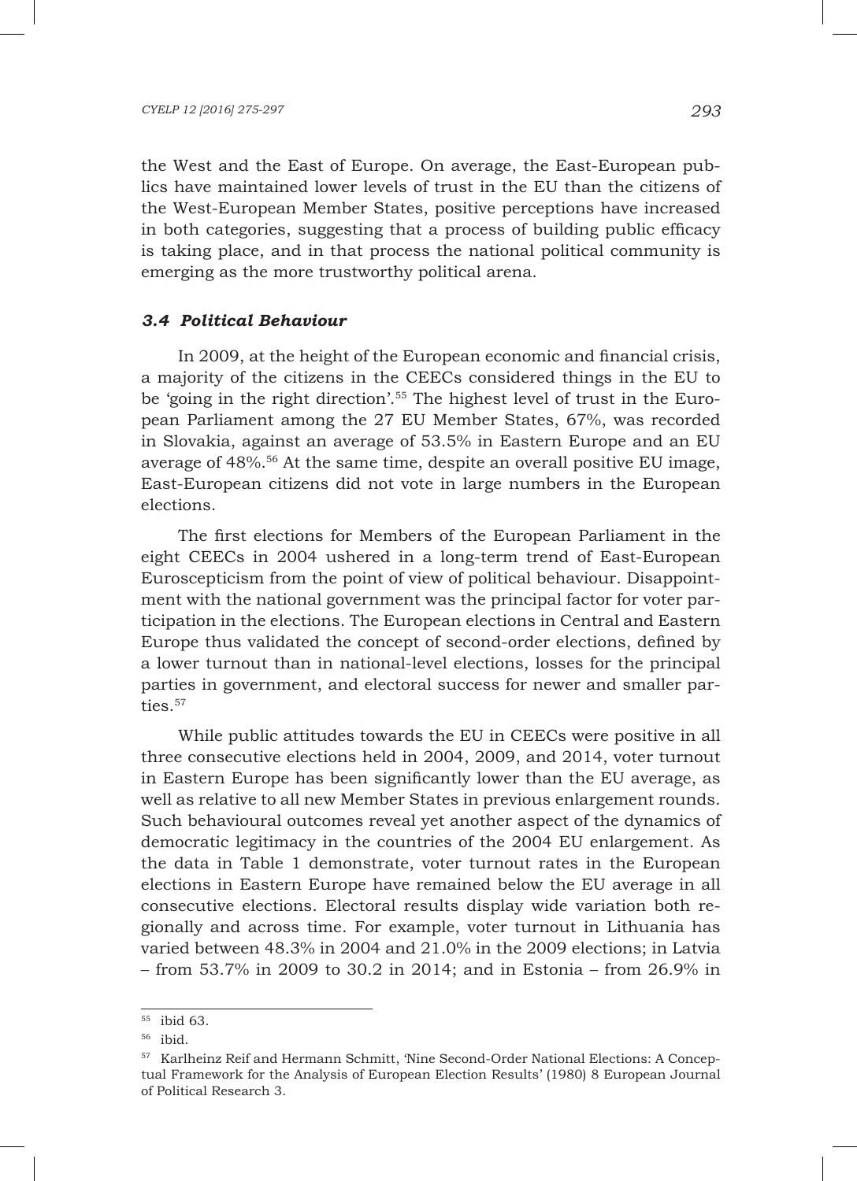the West and the East of Europe. On average, the East-European publics have maintained lower levels of trust in the EU than the citizens of the West-European Member States, positive perceptions have increased in both categories, suggesting that a process of building public efficacy is taking place, and in that process the national political community is emerging as the more trustworthy political arena.

### *3.4 Political Behaviour*

In 2009, at the height of the European economic and financial crisis, a majority of the citizens in the CEECs considered things in the EU to be 'going in the right direction'.[55] The highest level of trust in the European Parliament among the 27 EU Member States, 67%, was recorded in Slovakia, against an average of 53.5% in Eastern Europe and an EU average of 48%.[56] At the same time, despite an overall positive EU image, East-European citizens did not vote in large numbers in the European elections.

The first elections for Members of the European Parliament in the eight CEECs in 2004 ushered in a long-term trend of East-European Euroscepticism from the point of view of political behaviour. Disappointment with the national government was the principal factor for voter participation in the elections. The European elections in Central and Eastern Europe thus validated the concept of second-order elections, defined by a lower turnout than in national-level elections, losses for the principal parties in government, and electoral success for newer and smaller parties.[57]

While public attitudes towards the EU in CEECs were positive in all three consecutive elections held in 2004, 2009, and 2014, voter turnout in Eastern Europe has been significantly lower than the EU average, as well as relative to all new Member States in previous enlargement rounds. Such behavioural outcomes reveal yet another aspect of the dynamics of democratic legitimacy in the countries of the 2004 EU enlargement. As the data in Table 1 demonstrate, voter turnout rates in the European elections in Eastern Europe have remained below the EU average in all consecutive elections. Electoral results display wide variation both regionally and across time. For example, voter turnout in Lithuania has varied between 48.3% in 2004 and 21.0% in the 2009 elections; in Latvia – from 53.7% in 2009 to 30.2 in 2014; and in Estonia – from 26.9% in

---

[55] ibid 63.

[56] ibid.

[57] Karlheinz Reif and Hermann Schmitt, 'Nine Second-Order National Elections: A Conceptual Framework for the Analysis of European Election Results' (1980) 8 European Journal of Political Research 3.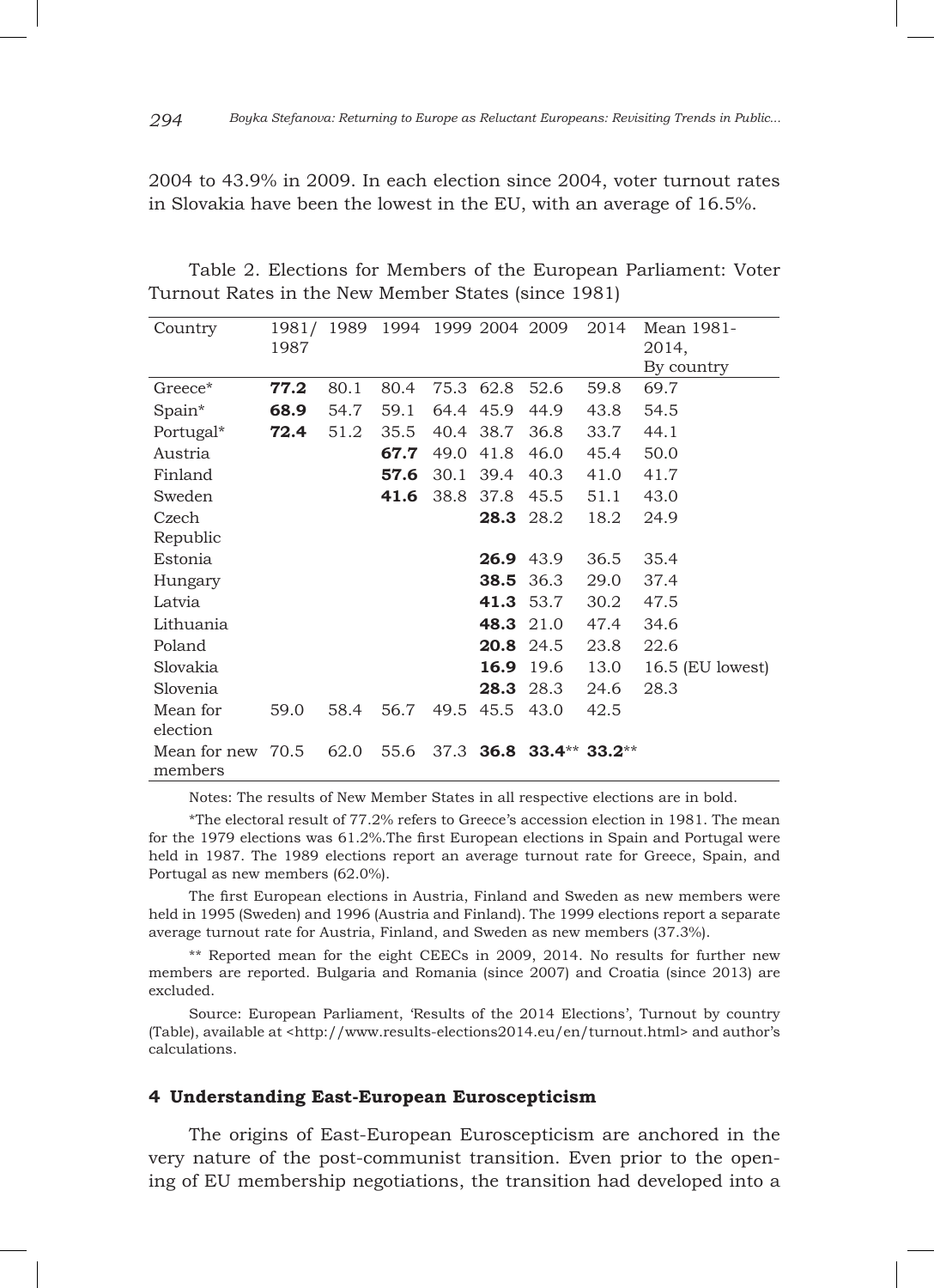2004 to 43.9% in 2009. In each election since 2004, voter turnout rates in Slovakia have been the lowest in the EU, with an average of 16.5%.

Table 2. Elections for Members of the European Parliament: Voter Turnout Rates in the New Member States (since 1981)

| Country | 1981/ 1987 | 1989 | 1994 | 1999 | 2004 | 2009 | 2014 | Mean 1981-2014, By country |
|---|---|---|---|---|---|---|---|---|
| Greece* | **77.2** | 80.1 | 80.4 | 75.3 | 62.8 | 52.6 | 59.8 | 69.7 |
| Spain* | **68.9** | 54.7 | 59.1 | 64.4 | 45.9 | 44.9 | 43.8 | 54.5 |
| Portugal* | **72.4** | 51.2 | 35.5 | 40.4 | 38.7 | 36.8 | 33.7 | 44.1 |
| Austria | | | **67.7** | 49.0 | 41.8 | 46.0 | 45.4 | 50.0 |
| Finland | | | **57.6** | 30.1 | 39.4 | 40.3 | 41.0 | 41.7 |
| Sweden | | | **41.6** | 38.8 | 37.8 | 45.5 | 51.1 | 43.0 |
| Czech Republic | | | | | **28.3** | 28.2 | 18.2 | 24.9 |
| Estonia | | | | | **26.9** | 43.9 | 36.5 | 35.4 |
| Hungary | | | | | **38.5** | 36.3 | 29.0 | 37.4 |
| Latvia | | | | | **41.3** | 53.7 | 30.2 | 47.5 |
| Lithuania | | | | | **48.3** | 21.0 | 47.4 | 34.6 |
| Poland | | | | | **20.8** | 24.5 | 23.8 | 22.6 |
| Slovakia | | | | | **16.9** | 19.6 | 13.0 | 16.5 (EU lowest) |
| Slovenia | | | | | **28.3** | 28.3 | 24.6 | 28.3 |
| Mean for election | 59.0 | 58.4 | 56.7 | 49.5 | 45.5 | 43.0 | 42.5 | |
| Mean for new members | 70.5 | 62.0 | 55.6 | 37.3 | **36.8** | **33.4**** | **33.2**** | |

Notes: The results of New Member States in all respective elections are in bold.

*The electoral result of 77.2% refers to Greece's accession election in 1981. The mean for the 1979 elections was 61.2%.The first European elections in Spain and Portugal were held in 1987. The 1989 elections report an average turnout rate for Greece, Spain, and Portugal as new members (62.0%).

The first European elections in Austria, Finland and Sweden as new members were held in 1995 (Sweden) and 1996 (Austria and Finland). The 1999 elections report a separate average turnout rate for Austria, Finland, and Sweden as new members (37.3%).

** Reported mean for the eight CEECs in 2009, 2014. No results for further new members are reported. Bulgaria and Romania (since 2007) and Croatia (since 2013) are excluded.

Source: European Parliament, 'Results of the 2014 Elections', Turnout by country (Table), available at <http://www.results-elections2014.eu/en/turnout.html> and author's calculations.

## 4 Understanding East-European Euroscepticism

The origins of East-European Euroscepticism are anchored in the very nature of the post-communist transition. Even prior to the opening of EU membership negotiations, the transition had developed into a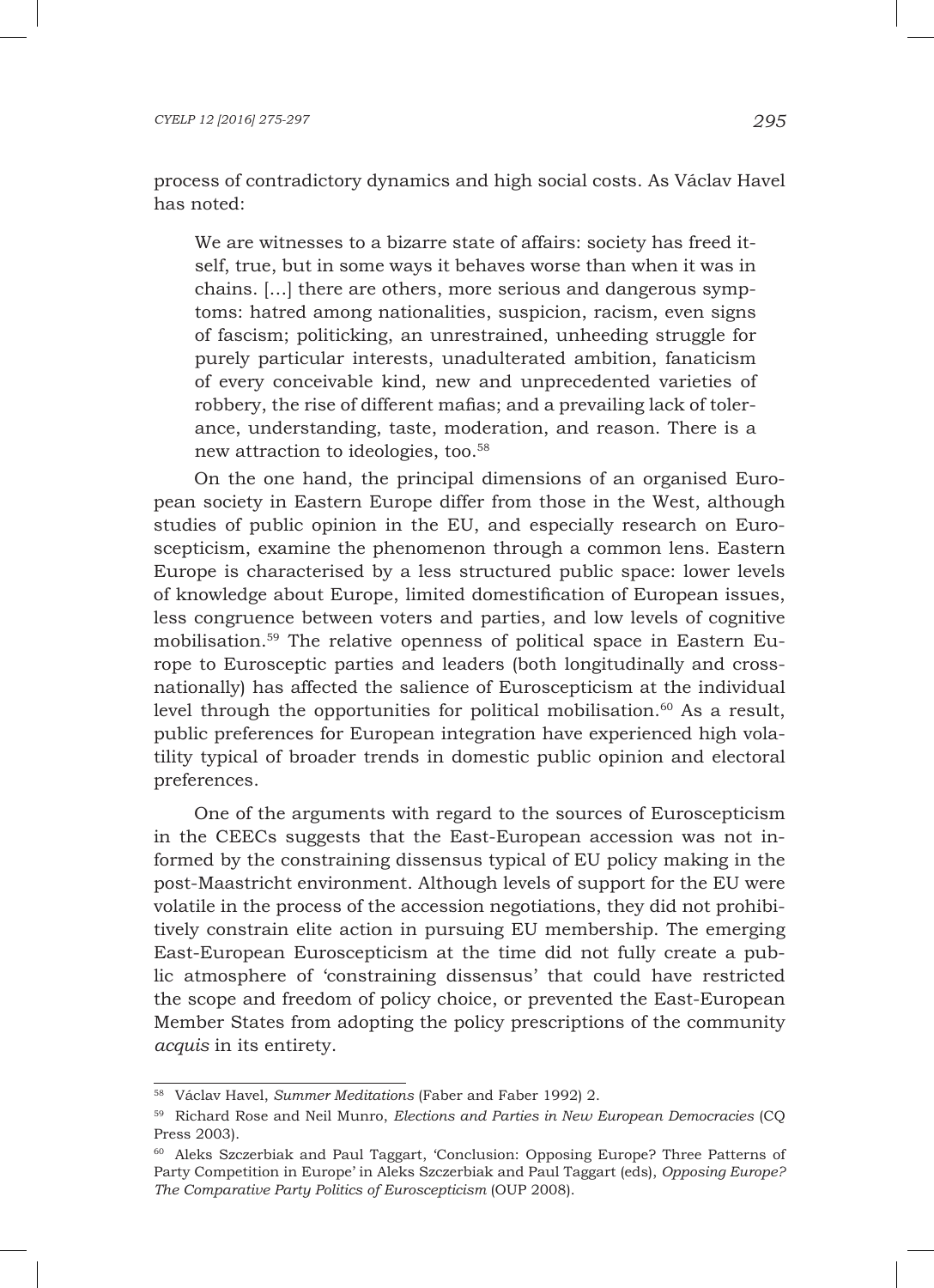process of contradictory dynamics and high social costs. As Václav Havel has noted:

> We are witnesses to a bizarre state of affairs: society has freed itself, true, but in some ways it behaves worse than when it was in chains. [...] there are others, more serious and dangerous symptoms: hatred among nationalities, suspicion, racism, even signs of fascism; politicking, an unrestrained, unheeding struggle for purely particular interests, unadulterated ambition, fanaticism of every conceivable kind, new and unprecedented varieties of robbery, the rise of different mafias; and a prevailing lack of tolerance, understanding, taste, moderation, and reason. There is a new attraction to ideologies, too.[58]

On the one hand, the principal dimensions of an organised European society in Eastern Europe differ from those in the West, although studies of public opinion in the EU, and especially research on Euroscepticism, examine the phenomenon through a common lens. Eastern Europe is characterised by a less structured public space: lower levels of knowledge about Europe, limited domestification of European issues, less congruence between voters and parties, and low levels of cognitive mobilisation.[59] The relative openness of political space in Eastern Europe to Eurosceptic parties and leaders (both longitudinally and cross-nationally) has affected the salience of Euroscepticism at the individual level through the opportunities for political mobilisation.[60] As a result, public preferences for European integration have experienced high volatility typical of broader trends in domestic public opinion and electoral preferences.

One of the arguments with regard to the sources of Euroscepticism in the CEECs suggests that the East-European accession was not informed by the constraining dissensus typical of EU policy making in the post-Maastricht environment. Although levels of support for the EU were volatile in the process of the accession negotiations, they did not prohibitively constrain elite action in pursuing EU membership. The emerging East-European Euroscepticism at the time did not fully create a public atmosphere of 'constraining dissensus' that could have restricted the scope and freedom of policy choice, or prevented the East-European Member States from adopting the policy prescriptions of the community *acquis* in its entirety.

---

[58] Václav Havel, *Summer Meditations* (Faber and Faber 1992) 2.

[59] Richard Rose and Neil Munro, *Elections and Parties in New European Democracies* (CQ Press 2003).

[60] Aleks Szczerbiak and Paul Taggart, 'Conclusion: Opposing Europe? Three Patterns of Party Competition in Europe' in Aleks Szczerbiak and Paul Taggart (eds), *Opposing Europe? The Comparative Party Politics of Euroscepticism* (OUP 2008).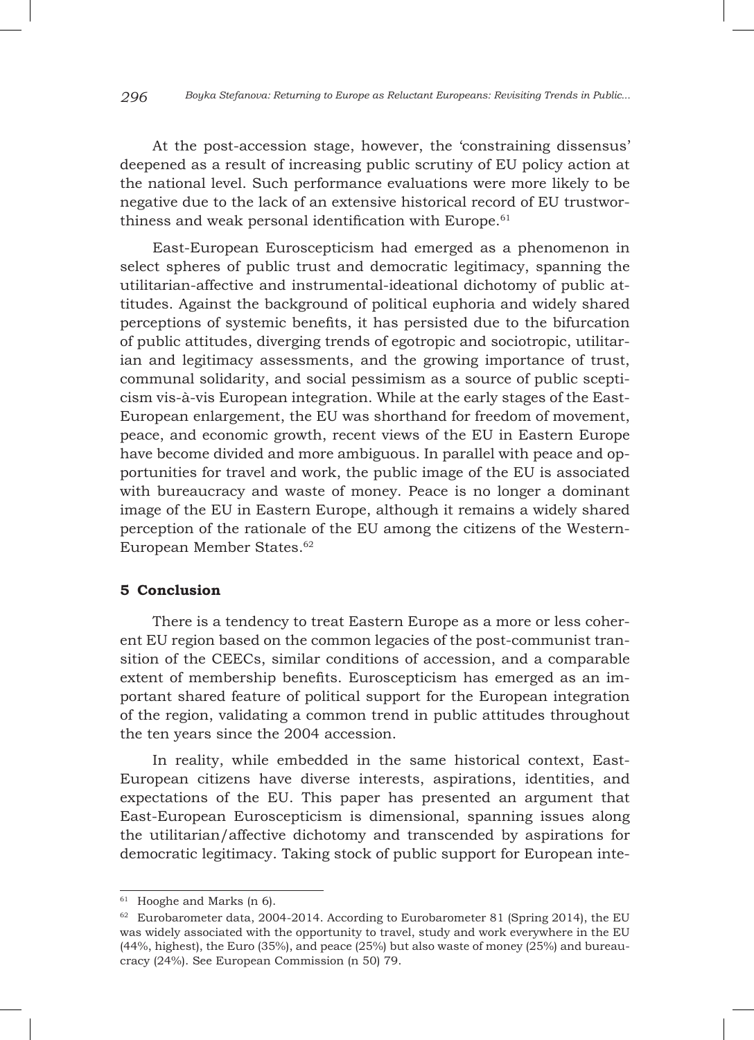At the post-accession stage, however, the 'constraining dissensus' deepened as a result of increasing public scrutiny of EU policy action at the national level. Such performance evaluations were more likely to be negative due to the lack of an extensive historical record of EU trustworthiness and weak personal identification with Europe.[61]

East-European Euroscepticism had emerged as a phenomenon in select spheres of public trust and democratic legitimacy, spanning the utilitarian-affective and instrumental-ideational dichotomy of public attitudes. Against the background of political euphoria and widely shared perceptions of systemic benefits, it has persisted due to the bifurcation of public attitudes, diverging trends of egotropic and sociotropic, utilitarian and legitimacy assessments, and the growing importance of trust, communal solidarity, and social pessimism as a source of public scepticism vis-à-vis European integration. While at the early stages of the East-European enlargement, the EU was shorthand for freedom of movement, peace, and economic growth, recent views of the EU in Eastern Europe have become divided and more ambiguous. In parallel with peace and opportunities for travel and work, the public image of the EU is associated with bureaucracy and waste of money. Peace is no longer a dominant image of the EU in Eastern Europe, although it remains a widely shared perception of the rationale of the EU among the citizens of the Western-European Member States.[62]

## 5 Conclusion

There is a tendency to treat Eastern Europe as a more or less coherent EU region based on the common legacies of the post-communist transition of the CEECs, similar conditions of accession, and a comparable extent of membership benefits. Euroscepticism has emerged as an important shared feature of political support for the European integration of the region, validating a common trend in public attitudes throughout the ten years since the 2004 accession.

In reality, while embedded in the same historical context, East-European citizens have diverse interests, aspirations, identities, and expectations of the EU. This paper has presented an argument that East-European Euroscepticism is dimensional, spanning issues along the utilitarian/affective dichotomy and transcended by aspirations for democratic legitimacy. Taking stock of public support for European inte-

---

[61] Hooghe and Marks (n 6).

[62] Eurobarometer data, 2004-2014. According to Eurobarometer 81 (Spring 2014), the EU was widely associated with the opportunity to travel, study and work everywhere in the EU (44%, highest), the Euro (35%), and peace (25%) but also waste of money (25%) and bureaucracy (24%). See European Commission (n 50) 79.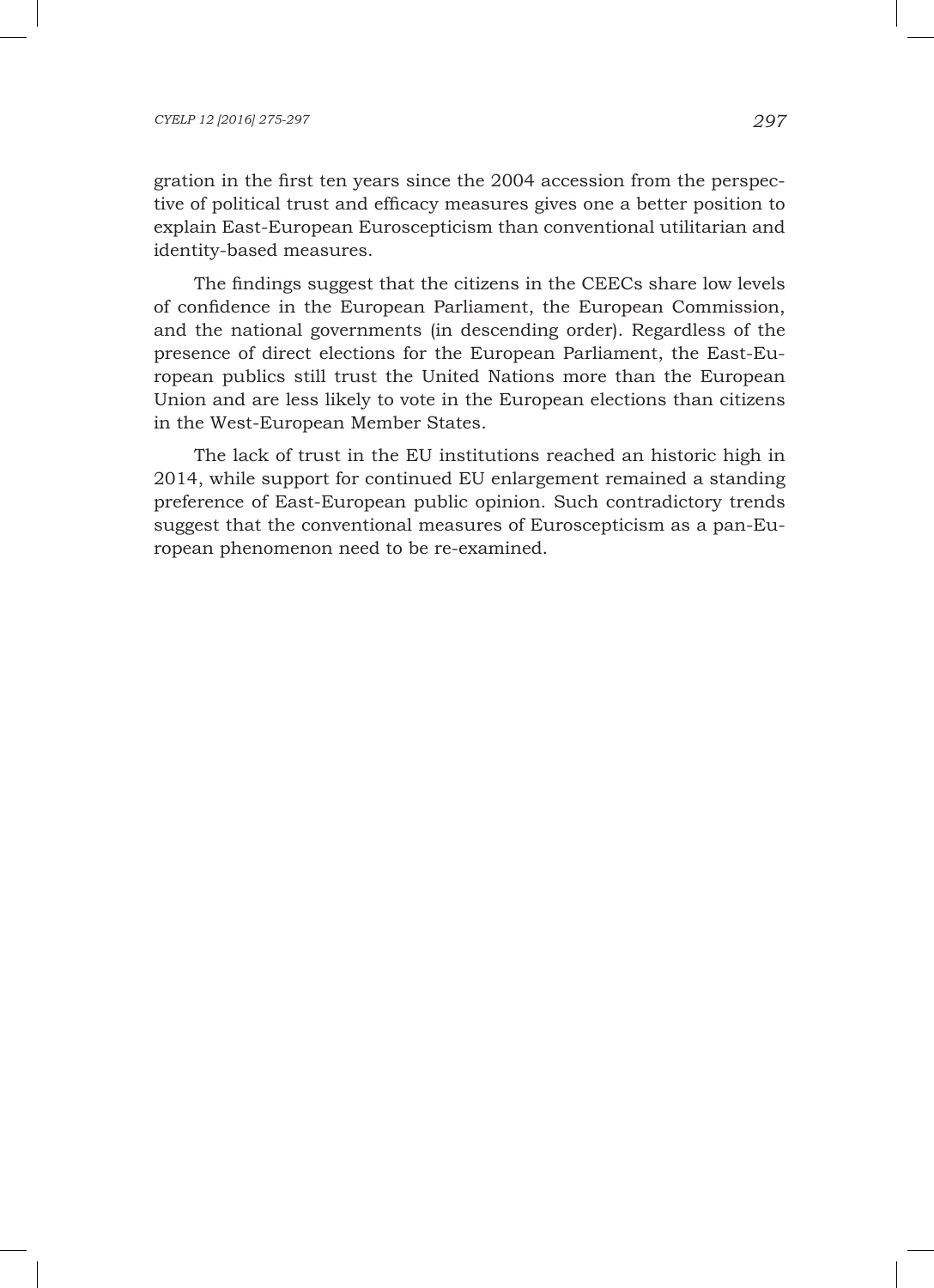gration in the first ten years since the 2004 accession from the perspective of political trust and efficacy measures gives one a better position to explain East-European Euroscepticism than conventional utilitarian and identity-based measures.

The findings suggest that the citizens in the CEECs share low levels of confidence in the European Parliament, the European Commission, and the national governments (in descending order). Regardless of the presence of direct elections for the European Parliament, the East-European publics still trust the United Nations more than the European Union and are less likely to vote in the European elections than citizens in the West-European Member States.

The lack of trust in the EU institutions reached an historic high in 2014, while support for continued EU enlargement remained a standing preference of East-European public opinion. Such contradictory trends suggest that the conventional measures of Euroscepticism as a pan-European phenomenon need to be re-examined.